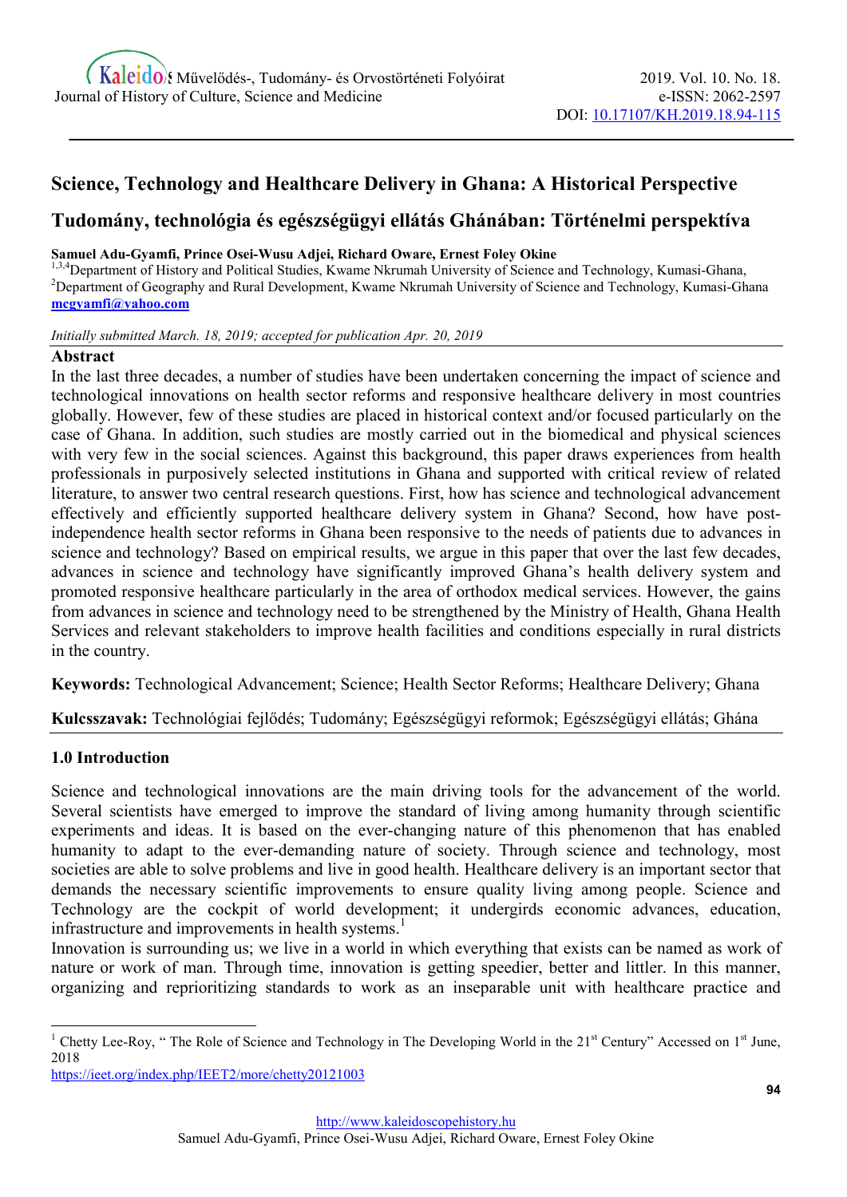# Science, Technology and Healthcare Delivery in Ghana: A Historical Perspective

# Tudomány, technológia és egészségügyi ellátás Ghánában: Történelmi perspektíva

**Samuel Adu-Gyamfi, Prince Osei-Wusu Adjei, Richard Oware, Ernest Foley Okine**

[1,3,4]Department of History and Political Studies, Kwame Nkrumah University of Science and Technology, Kumasi-Ghana,
[2]Department of Geography and Rural Development, Kwame Nkrumah University of Science and Technology, Kumasi-Ghana
**mcgyamfi@yahoo.com**

*Initially submitted March. 18, 2019; accepted for publication Apr. 20, 2019*

## Abstract

In the last three decades, a number of studies have been undertaken concerning the impact of science and technological innovations on health sector reforms and responsive healthcare delivery in most countries globally. However, few of these studies are placed in historical context and/or focused particularly on the case of Ghana. In addition, such studies are mostly carried out in the biomedical and physical sciences with very few in the social sciences. Against this background, this paper draws experiences from health professionals in purposively selected institutions in Ghana and supported with critical review of related literature, to answer two central research questions. First, how has science and technological advancement effectively and efficiently supported healthcare delivery system in Ghana? Second, how have post-independence health sector reforms in Ghana been responsive to the needs of patients due to advances in science and technology? Based on empirical results, we argue in this paper that over the last few decades, advances in science and technology have significantly improved Ghana's health delivery system and promoted responsive healthcare particularly in the area of orthodox medical services. However, the gains from advances in science and technology need to be strengthened by the Ministry of Health, Ghana Health Services and relevant stakeholders to improve health facilities and conditions especially in rural districts in the country.

**Keywords:** Technological Advancement; Science; Health Sector Reforms; Healthcare Delivery; Ghana

**Kulcsszavak:** Technológiai fejlődés; Tudomány; Egészségügyi reformok; Egészségügyi ellátás; Ghána

## 1.0 Introduction

Science and technological innovations are the main driving tools for the advancement of the world. Several scientists have emerged to improve the standard of living among humanity through scientific experiments and ideas. It is based on the ever-changing nature of this phenomenon that has enabled humanity to adapt to the ever-demanding nature of society. Through science and technology, most societies are able to solve problems and live in good health. Healthcare delivery is an important sector that demands the necessary scientific improvements to ensure quality living among people. Science and Technology are the cockpit of world development; it undergirds economic advances, education, infrastructure and improvements in health systems.[1]

Innovation is surrounding us; we live in a world in which everything that exists can be named as work of nature or work of man. Through time, innovation is getting speedier, better and littler. In this manner, organizing and reprioritizing standards to work as an inseparable unit with healthcare practice and

---

[1] Chetty Lee-Roy, " The Role of Science and Technology in The Developing World in the 21st Century" Accessed on 1st June, 2018
https://ieet.org/index.php/IEET2/more/chetty20121003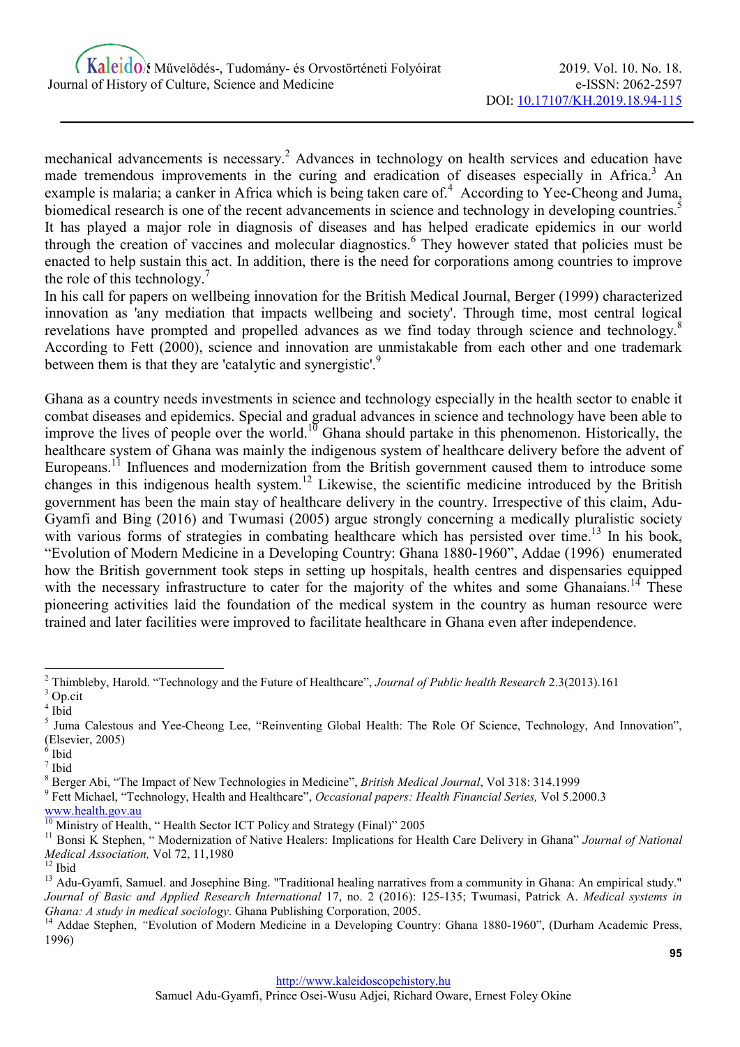mechanical advancements is necessary.[2] Advances in technology on health services and education have made tremendous improvements in the curing and eradication of diseases especially in Africa.[3] An example is malaria; a canker in Africa which is being taken care of.[4] According to Yee-Cheong and Juma, biomedical research is one of the recent advancements in science and technology in developing countries.[5] It has played a major role in diagnosis of diseases and has helped eradicate epidemics in our world through the creation of vaccines and molecular diagnostics.[6] They however stated that policies must be enacted to help sustain this act. In addition, there is the need for corporations among countries to improve the role of this technology.[7]

In his call for papers on wellbeing innovation for the British Medical Journal, Berger (1999) characterized innovation as 'any mediation that impacts wellbeing and society'. Through time, most central logical revelations have prompted and propelled advances as we find today through science and technology.[8] According to Fett (2000), science and innovation are unmistakable from each other and one trademark between them is that they are 'catalytic and synergistic'.[9]

Ghana as a country needs investments in science and technology especially in the health sector to enable it combat diseases and epidemics. Special and gradual advances in science and technology have been able to improve the lives of people over the world.[10] Ghana should partake in this phenomenon. Historically, the healthcare system of Ghana was mainly the indigenous system of healthcare delivery before the advent of Europeans.[11] Influences and modernization from the British government caused them to introduce some changes in this indigenous health system.[12] Likewise, the scientific medicine introduced by the British government has been the main stay of healthcare delivery in the country. Irrespective of this claim, Adu-Gyamfi and Bing (2016) and Twumasi (2005) argue strongly concerning a medically pluralistic society with various forms of strategies in combating healthcare which has persisted over time.[13] In his book, "Evolution of Modern Medicine in a Developing Country: Ghana 1880-1960", Addae (1996) enumerated how the British government took steps in setting up hospitals, health centres and dispensaries equipped with the necessary infrastructure to cater for the majority of the whites and some Ghanaians.[14] These pioneering activities laid the foundation of the medical system in the country as human resource were trained and later facilities were improved to facilitate healthcare in Ghana even after independence.

---

[2] Thimbleby, Harold. "Technology and the Future of Healthcare", *Journal of Public health Research* 2.3(2013).161

[3] Op.cit

[4] Ibid

[5] Juma Calestous and Yee-Cheong Lee, "Reinventing Global Health: The Role Of Science, Technology, And Innovation", (Elsevier, 2005)

[6] Ibid

[7] Ibid

[8] Berger Abi, "The Impact of New Technologies in Medicine", *British Medical Journal*, Vol 318: 314.1999

[9] Fett Michael, "Technology, Health and Healthcare", *Occasional papers: Health Financial Series,* Vol 5.2000.3 www.health.gov.au

[10] Ministry of Health, " Health Sector ICT Policy and Strategy (Final)" 2005

[11] Bonsi K Stephen, " Modernization of Native Healers: Implications for Health Care Delivery in Ghana" *Journal of National Medical Association,* Vol 72, 11,1980

[12] Ibid

[13] Adu-Gyamfi, Samuel. and Josephine Bing. "Traditional healing narratives from a community in Ghana: An empirical study." *Journal of Basic and Applied Research International* 17, no. 2 (2016): 125-135; Twumasi, Patrick A. *Medical systems in Ghana: A study in medical sociology*. Ghana Publishing Corporation, 2005.

[14] Addae Stephen, "Evolution of Modern Medicine in a Developing Country: Ghana 1880-1960", (Durham Academic Press, 1996)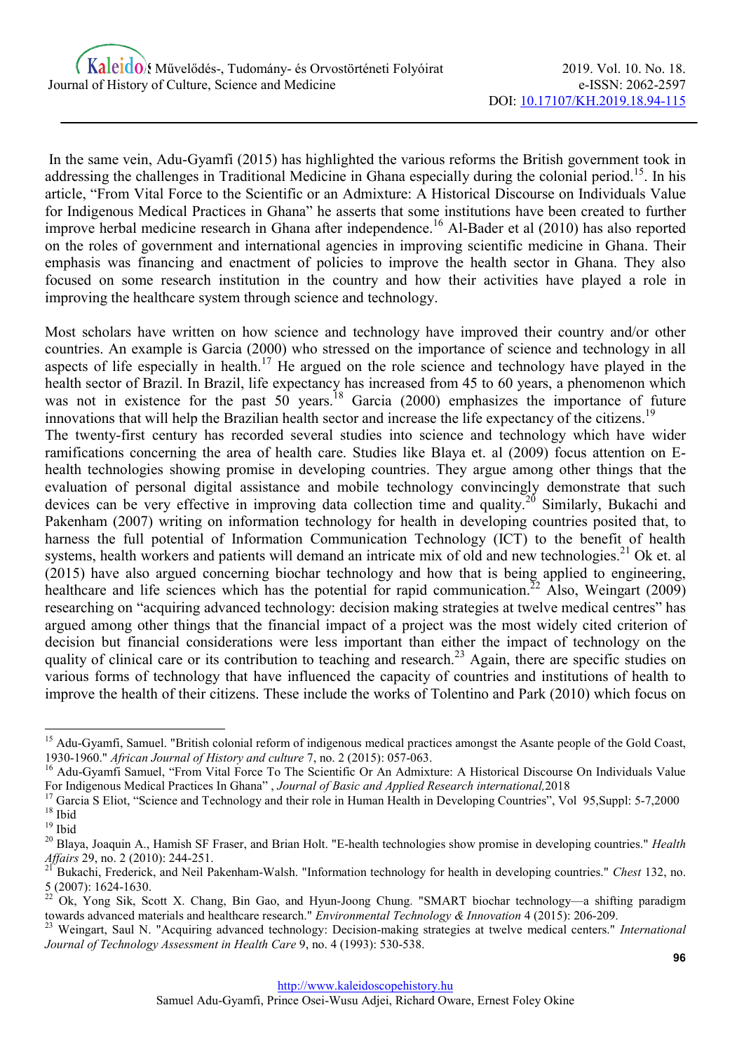In the same vein, Adu-Gyamfi (2015) has highlighted the various reforms the British government took in addressing the challenges in Traditional Medicine in Ghana especially during the colonial period.[15]. In his article, "From Vital Force to the Scientific or an Admixture: A Historical Discourse on Individuals Value for Indigenous Medical Practices in Ghana" he asserts that some institutions have been created to further improve herbal medicine research in Ghana after independence.[16] Al-Bader et al (2010) has also reported on the roles of government and international agencies in improving scientific medicine in Ghana. Their emphasis was financing and enactment of policies to improve the health sector in Ghana. They also focused on some research institution in the country and how their activities have played a role in improving the healthcare system through science and technology.

Most scholars have written on how science and technology have improved their country and/or other countries. An example is Garcia (2000) who stressed on the importance of science and technology in all aspects of life especially in health.[17] He argued on the role science and technology have played in the health sector of Brazil. In Brazil, life expectancy has increased from 45 to 60 years, a phenomenon which was not in existence for the past 50 years.[18] Garcia (2000) emphasizes the importance of future innovations that will help the Brazilian health sector and increase the life expectancy of the citizens.[19]
The twenty-first century has recorded several studies into science and technology which have wider ramifications concerning the area of health care. Studies like Blaya et. al (2009) focus attention on E-health technologies showing promise in developing countries. They argue among other things that the evaluation of personal digital assistance and mobile technology convincingly demonstrate that such devices can be very effective in improving data collection time and quality.[20] Similarly, Bukachi and Pakenham (2007) writing on information technology for health in developing countries posited that, to harness the full potential of Information Communication Technology (ICT) to the benefit of health systems, health workers and patients will demand an intricate mix of old and new technologies.[21] Ok et. al (2015) have also argued concerning biochar technology and how that is being applied to engineering, healthcare and life sciences which has the potential for rapid communication.[22] Also, Weingart (2009) researching on "acquiring advanced technology: decision making strategies at twelve medical centres" has argued among other things that the financial impact of a project was the most widely cited criterion of decision but financial considerations were less important than either the impact of technology on the quality of clinical care or its contribution to teaching and research.[23] Again, there are specific studies on various forms of technology that have influenced the capacity of countries and institutions of health to improve the health of their citizens. These include the works of Tolentino and Park (2010) which focus on

---

[15] Adu-Gyamfi, Samuel. "British colonial reform of indigenous medical practices amongst the Asante people of the Gold Coast, 1930-1960." *African Journal of History and culture* 7, no. 2 (2015): 057-063.

[16] Adu-Gyamfi Samuel, "From Vital Force To The Scientific Or An Admixture: A Historical Discourse On Individuals Value For Indigenous Medical Practices In Ghana" , *Journal of Basic and Applied Research international,*2018

[17] Garcia S Eliot, "Science and Technology and their role in Human Health in Developing Countries", Vol 95,Suppl: 5-7,2000

[18] Ibid

[19] Ibid

[20] Blaya, Joaquin A., Hamish SF Fraser, and Brian Holt. "E-health technologies show promise in developing countries." *Health Affairs* 29, no. 2 (2010): 244-251.

[21] Bukachi, Frederick, and Neil Pakenham-Walsh. "Information technology for health in developing countries." *Chest* 132, no. 5 (2007): 1624-1630.

[22] Ok, Yong Sik, Scott X. Chang, Bin Gao, and Hyun-Joong Chung. "SMART biochar technology—a shifting paradigm towards advanced materials and healthcare research." *Environmental Technology & Innovation* 4 (2015): 206-209.

[23] Weingart, Saul N. "Acquiring advanced technology: Decision-making strategies at twelve medical centers." *International Journal of Technology Assessment in Health Care* 9, no. 4 (1993): 530-538.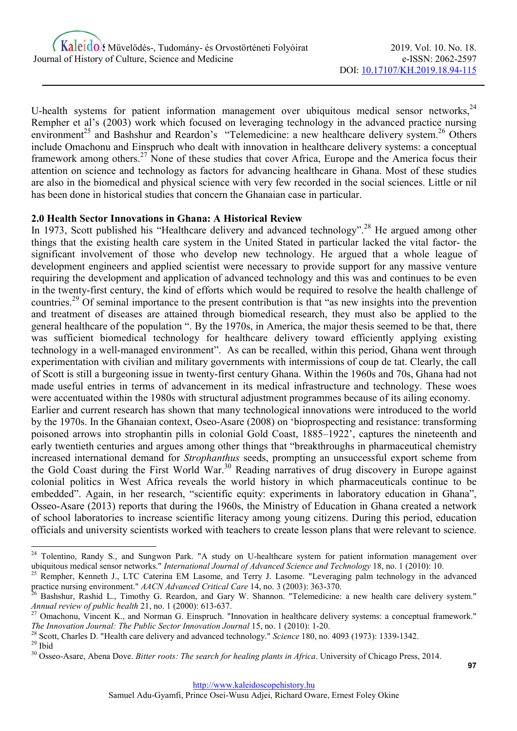U-health systems for patient information management over ubiquitous medical sensor networks,[24] Rempher et al's (2003) work which focused on leveraging technology in the advanced practice nursing environment[25] and Bashshur and Reardon's "Telemedicine: a new healthcare delivery system.[26] Others include Omachonu and Einspruch who dealt with innovation in healthcare delivery systems: a conceptual framework among others.[27] None of these studies that cover Africa, Europe and the America focus their attention on science and technology as factors for advancing healthcare in Ghana. Most of these studies are also in the biomedical and physical science with very few recorded in the social sciences. Little or nil has been done in historical studies that concern the Ghanaian case in particular.

## 2.0 Health Sector Innovations in Ghana: A Historical Review

In 1973, Scott published his "Healthcare delivery and advanced technology".[28] He argued among other things that the existing health care system in the United Stated in particular lacked the vital factor- the significant involvement of those who develop new technology. He argued that a whole league of development engineers and applied scientist were necessary to provide support for any massive venture requiring the development and application of advanced technology and this was and continues to be even in the twenty-first century, the kind of efforts which would be required to resolve the health challenge of countries.[29] Of seminal importance to the present contribution is that "as new insights into the prevention and treatment of diseases are attained through biomedical research, they must also be applied to the general healthcare of the population ". By the 1970s, in America, the major thesis seemed to be that, there was sufficient biomedical technology for healthcare delivery toward efficiently applying existing technology in a well-managed environment". As can be recalled, within this period, Ghana went through experimentation with civilian and military governments with intermissions of coup de tat. Clearly, the call of Scott is still a burgeoning issue in twenty-first century Ghana. Within the 1960s and 70s, Ghana had not made useful entries in terms of advancement in its medical infrastructure and technology. These woes were accentuated within the 1980s with structural adjustment programmes because of its ailing economy.

Earlier and current research has shown that many technological innovations were introduced to the world by the 1970s. In the Ghanaian context, Oseo-Asare (2008) on 'bioprospecting and resistance: transforming poisoned arrows into strophantin pills in colonial Gold Coast, 1885–1922', captures the nineteenth and early twentieth centuries and argues among other things that "breakthroughs in pharmaceutical chemistry increased international demand for *Strophanthus* seeds, prompting an unsuccessful export scheme from the Gold Coast during the First World War.[30] Reading narratives of drug discovery in Europe against colonial politics in West Africa reveals the world history in which pharmaceuticals continue to be embedded". Again, in her research, "scientific equity: experiments in laboratory education in Ghana", Osseo-Asare (2013) reports that during the 1960s, the Ministry of Education in Ghana created a network of school laboratories to increase scientific literacy among young citizens. During this period, education officials and university scientists worked with teachers to create lesson plans that were relevant to science.

---

[24] Tolentino, Randy S., and Sungwon Park. "A study on U-healthcare system for patient information management over ubiquitous medical sensor networks." *International Journal of Advanced Science and Technology* 18, no. 1 (2010): 10.

[25] Rempher, Kenneth J., LTC Caterina EM Lasome, and Terry J. Lasome. "Leveraging palm technology in the advanced practice nursing environment." *AACN Advanced Critical Care* 14, no. 3 (2003): 363-370.

[26] Bashshur, Rashid L., Timothy G. Reardon, and Gary W. Shannon. "Telemedicine: a new health care delivery system." *Annual review of public health* 21, no. 1 (2000): 613-637.

[27] Omachonu, Vincent K., and Norman G. Einspruch. "Innovation in healthcare delivery systems: a conceptual framework." *The Innovation Journal: The Public Sector Innovation Journal* 15, no. 1 (2010): 1-20.

[28] Scott, Charles D. "Health care delivery and advanced technology." *Science* 180, no. 4093 (1973): 1339-1342.

[29] Ibid

[30] Osseo-Asare, Abena Dove. *Bitter roots: The search for healing plants in Africa*. University of Chicago Press, 2014.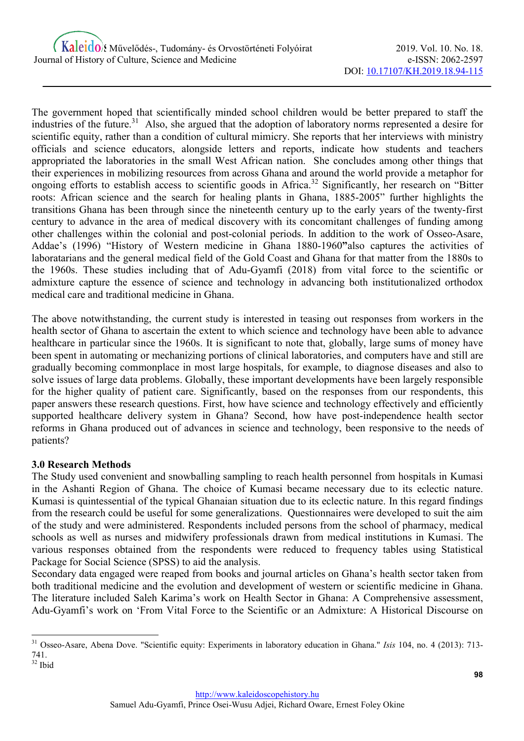The government hoped that scientifically minded school children would be better prepared to staff the industries of the future.[31] Also, she argued that the adoption of laboratory norms represented a desire for scientific equity, rather than a condition of cultural mimicry. She reports that her interviews with ministry officials and science educators, alongside letters and reports, indicate how students and teachers appropriated the laboratories in the small West African nation. She concludes among other things that their experiences in mobilizing resources from across Ghana and around the world provide a metaphor for ongoing efforts to establish access to scientific goods in Africa.[32] Significantly, her research on "Bitter roots: African science and the search for healing plants in Ghana, 1885-2005" further highlights the transitions Ghana has been through since the nineteenth century up to the early years of the twenty-first century to advance in the area of medical discovery with its concomitant challenges of funding among other challenges within the colonial and post-colonial periods. In addition to the work of Osseo-Asare, Addae's (1996) "History of Western medicine in Ghana 1880-1960**"**also captures the activities of laboratarians and the general medical field of the Gold Coast and Ghana for that matter from the 1880s to the 1960s. These studies including that of Adu-Gyamfi (2018) from vital force to the scientific or admixture capture the essence of science and technology in advancing both institutionalized orthodox medical care and traditional medicine in Ghana.

The above notwithstanding, the current study is interested in teasing out responses from workers in the health sector of Ghana to ascertain the extent to which science and technology have been able to advance healthcare in particular since the 1960s. It is significant to note that, globally, large sums of money have been spent in automating or mechanizing portions of clinical laboratories, and computers have and still are gradually becoming commonplace in most large hospitals, for example, to diagnose diseases and also to solve issues of large data problems. Globally, these important developments have been largely responsible for the higher quality of patient care. Significantly, based on the responses from our respondents, this paper answers these research questions. First, how have science and technology effectively and efficiently supported healthcare delivery system in Ghana? Second, how have post-independence health sector reforms in Ghana produced out of advances in science and technology, been responsive to the needs of patients?

### 3.0 Research Methods

The Study used convenient and snowballing sampling to reach health personnel from hospitals in Kumasi in the Ashanti Region of Ghana. The choice of Kumasi became necessary due to its eclectic nature. Kumasi is quintessential of the typical Ghanaian situation due to its eclectic nature. In this regard findings from the research could be useful for some generalizations. Questionnaires were developed to suit the aim of the study and were administered. Respondents included persons from the school of pharmacy, medical schools as well as nurses and midwifery professionals drawn from medical institutions in Kumasi. The various responses obtained from the respondents were reduced to frequency tables using Statistical Package for Social Science (SPSS) to aid the analysis.

Secondary data engaged were reaped from books and journal articles on Ghana's health sector taken from both traditional medicine and the evolution and development of western or scientific medicine in Ghana. The literature included Saleh Karima's work on Health Sector in Ghana: A Comprehensive assessment, Adu-Gyamfi's work on 'From Vital Force to the Scientific or an Admixture: A Historical Discourse on

---

[31] Osseo-Asare, Abena Dove. "Scientific equity: Experiments in laboratory education in Ghana." *Isis* 104, no. 4 (2013): 713-741.

[32] Ibid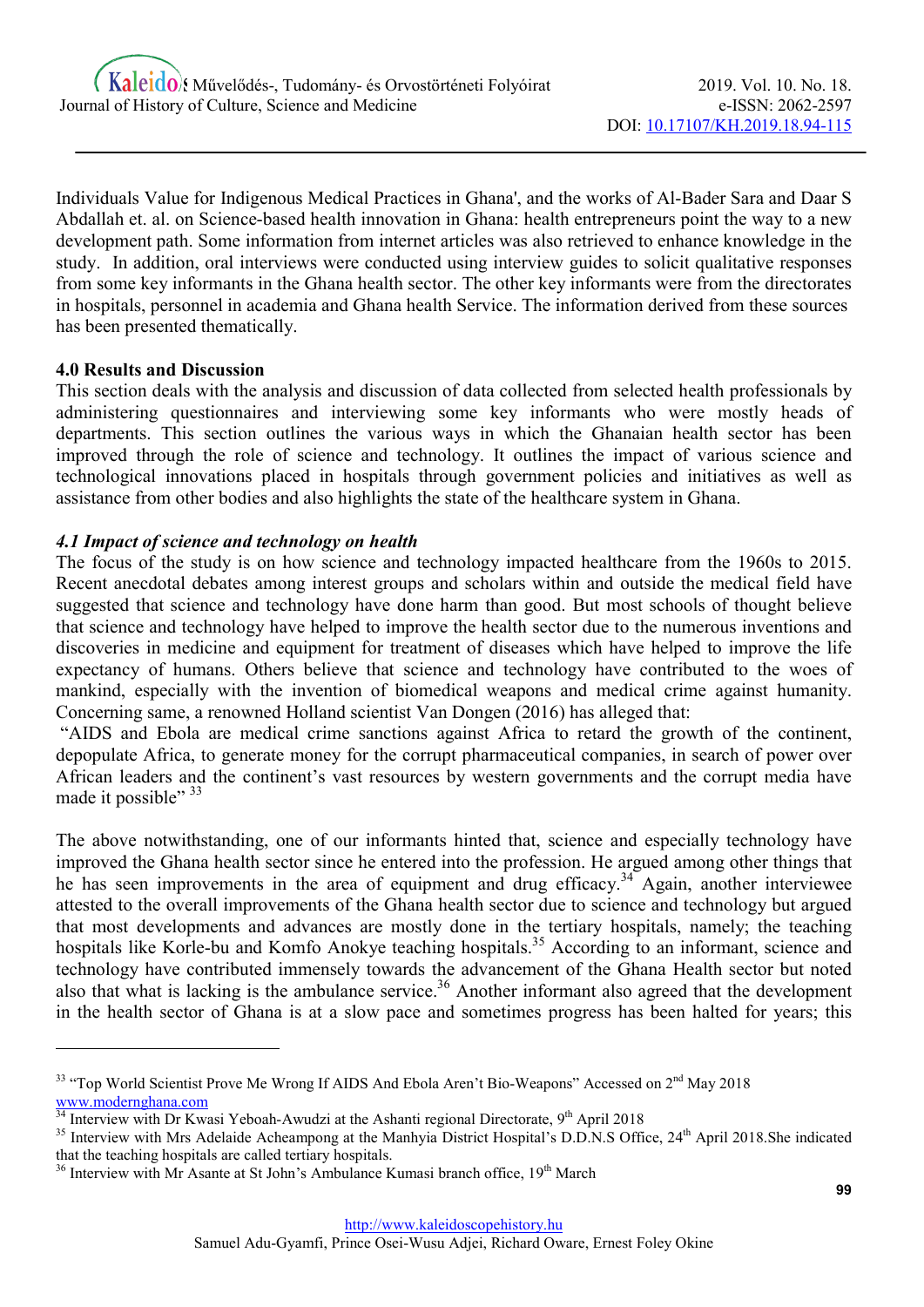Individuals Value for Indigenous Medical Practices in Ghana', and the works of Al-Bader Sara and Daar S Abdallah et. al. on Science-based health innovation in Ghana: health entrepreneurs point the way to a new development path. Some information from internet articles was also retrieved to enhance knowledge in the study. In addition, oral interviews were conducted using interview guides to solicit qualitative responses from some key informants in the Ghana health sector. The other key informants were from the directorates in hospitals, personnel in academia and Ghana health Service. The information derived from these sources has been presented thematically.

## 4.0 Results and Discussion

This section deals with the analysis and discussion of data collected from selected health professionals by administering questionnaires and interviewing some key informants who were mostly heads of departments. This section outlines the various ways in which the Ghanaian health sector has been improved through the role of science and technology. It outlines the impact of various science and technological innovations placed in hospitals through government policies and initiatives as well as assistance from other bodies and also highlights the state of the healthcare system in Ghana.

### *4.1 Impact of science and technology on health*

The focus of the study is on how science and technology impacted healthcare from the 1960s to 2015. Recent anecdotal debates among interest groups and scholars within and outside the medical field have suggested that science and technology have done harm than good. But most schools of thought believe that science and technology have helped to improve the health sector due to the numerous inventions and discoveries in medicine and equipment for treatment of diseases which have helped to improve the life expectancy of humans. Others believe that science and technology have contributed to the woes of mankind, especially with the invention of biomedical weapons and medical crime against humanity. Concerning same, a renowned Holland scientist Van Dongen (2016) has alleged that:

"AIDS and Ebola are medical crime sanctions against Africa to retard the growth of the continent, depopulate Africa, to generate money for the corrupt pharmaceutical companies, in search of power over African leaders and the continent's vast resources by western governments and the corrupt media have made it possible" [33]

The above notwithstanding, one of our informants hinted that, science and especially technology have improved the Ghana health sector since he entered into the profession. He argued among other things that he has seen improvements in the area of equipment and drug efficacy.[34] Again, another interviewee attested to the overall improvements of the Ghana health sector due to science and technology but argued that most developments and advances are mostly done in the tertiary hospitals, namely; the teaching hospitals like Korle-bu and Komfo Anokye teaching hospitals.[35] According to an informant, science and technology have contributed immensely towards the advancement of the Ghana Health sector but noted also that what is lacking is the ambulance service.[36] Another informant also agreed that the development in the health sector of Ghana is at a slow pace and sometimes progress has been halted for years; this

---

[33] "Top World Scientist Prove Me Wrong If AIDS And Ebola Aren't Bio-Weapons" Accessed on 2nd May 2018 www.modernghana.com

[34] Interview with Dr Kwasi Yeboah-Awudzi at the Ashanti regional Directorate, 9th April 2018

[35] Interview with Mrs Adelaide Acheampong at the Manhyia District Hospital's D.D.N.S Office, 24th April 2018.She indicated that the teaching hospitals are called tertiary hospitals.

[36] Interview with Mr Asante at St John's Ambulance Kumasi branch office, 19th March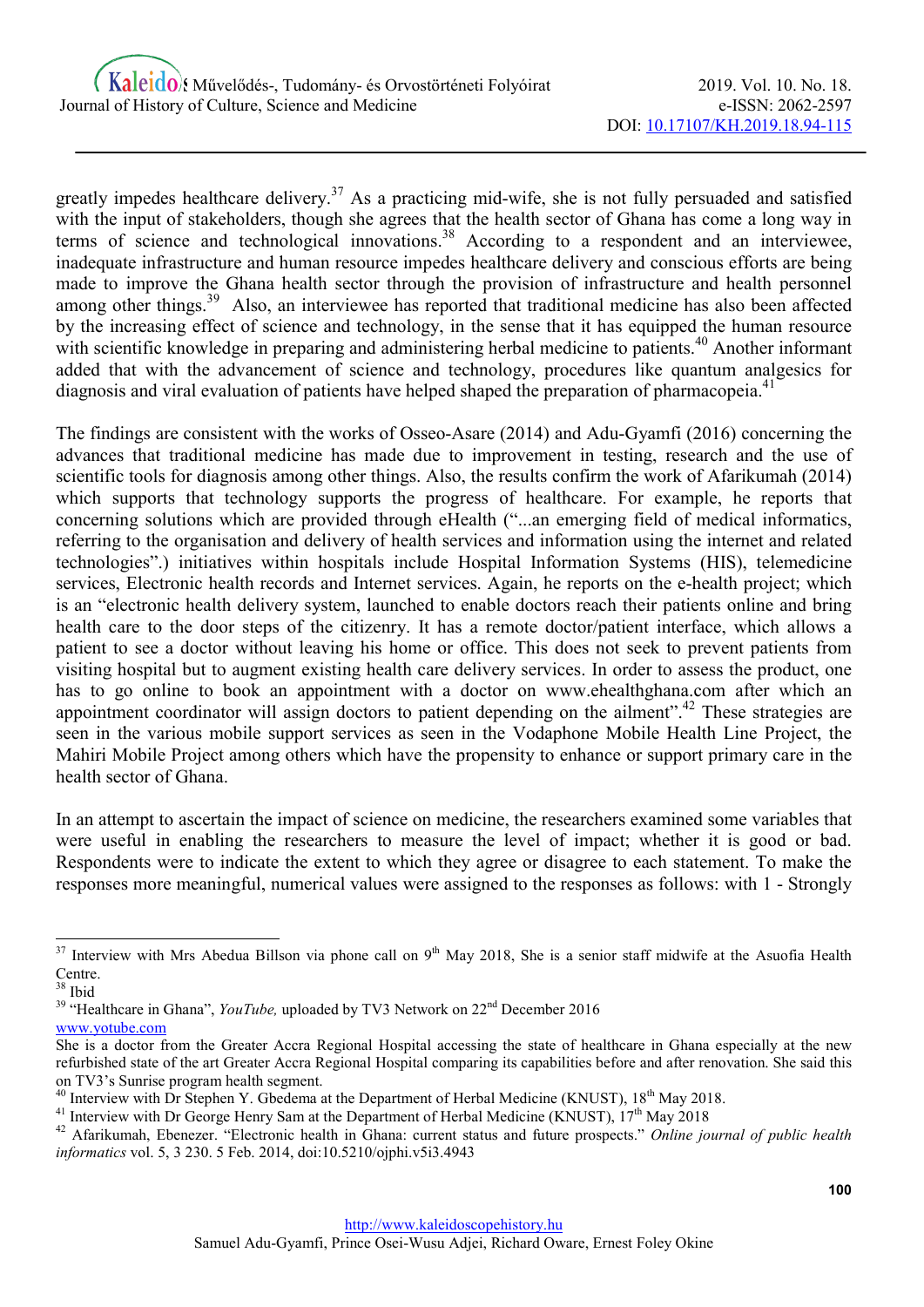greatly impedes healthcare delivery.[37] As a practicing mid-wife, she is not fully persuaded and satisfied with the input of stakeholders, though she agrees that the health sector of Ghana has come a long way in terms of science and technological innovations.[38] According to a respondent and an interviewee, inadequate infrastructure and human resource impedes healthcare delivery and conscious efforts are being made to improve the Ghana health sector through the provision of infrastructure and health personnel among other things.[39] Also, an interviewee has reported that traditional medicine has also been affected by the increasing effect of science and technology, in the sense that it has equipped the human resource with scientific knowledge in preparing and administering herbal medicine to patients.[40] Another informant added that with the advancement of science and technology, procedures like quantum analgesics for diagnosis and viral evaluation of patients have helped shaped the preparation of pharmacopeia.[41]

The findings are consistent with the works of Osseo-Asare (2014) and Adu-Gyamfi (2016) concerning the advances that traditional medicine has made due to improvement in testing, research and the use of scientific tools for diagnosis among other things. Also, the results confirm the work of Afarikumah (2014) which supports that technology supports the progress of healthcare. For example, he reports that concerning solutions which are provided through eHealth ("...an emerging field of medical informatics, referring to the organisation and delivery of health services and information using the internet and related technologies".) initiatives within hospitals include Hospital Information Systems (HIS), telemedicine services, Electronic health records and Internet services. Again, he reports on the e-health project; which is an "electronic health delivery system, launched to enable doctors reach their patients online and bring health care to the door steps of the citizenry. It has a remote doctor/patient interface, which allows a patient to see a doctor without leaving his home or office. This does not seek to prevent patients from visiting hospital but to augment existing health care delivery services. In order to assess the product, one has to go online to book an appointment with a doctor on www.ehealthghana.com after which an appointment coordinator will assign doctors to patient depending on the ailment".[42] These strategies are seen in the various mobile support services as seen in the Vodaphone Mobile Health Line Project, the Mahiri Mobile Project among others which have the propensity to enhance or support primary care in the health sector of Ghana.

In an attempt to ascertain the impact of science on medicine, the researchers examined some variables that were useful in enabling the researchers to measure the level of impact; whether it is good or bad. Respondents were to indicate the extent to which they agree or disagree to each statement. To make the responses more meaningful, numerical values were assigned to the responses as follows: with 1 - Strongly

---

[37] Interview with Mrs Abedua Billson via phone call on 9th May 2018, She is a senior staff midwife at the Asuofia Health Centre.

[38] Ibid

[39] "Healthcare in Ghana", *YouTube,* uploaded by TV3 Network on 22nd December 2016 www.yotube.com She is a doctor from the Greater Accra Regional Hospital accessing the state of healthcare in Ghana especially at the new refurbished state of the art Greater Accra Regional Hospital comparing its capabilities before and after renovation. She said this on TV3's Sunrise program health segment.

[40] Interview with Dr Stephen Y. Gbedema at the Department of Herbal Medicine (KNUST), 18th May 2018.

[41] Interview with Dr George Henry Sam at the Department of Herbal Medicine (KNUST), 17th May 2018

[42] Afarikumah, Ebenezer. "Electronic health in Ghana: current status and future prospects." *Online journal of public health informatics* vol. 5, 3 230. 5 Feb. 2014, doi:10.5210/ojphi.v5i3.4943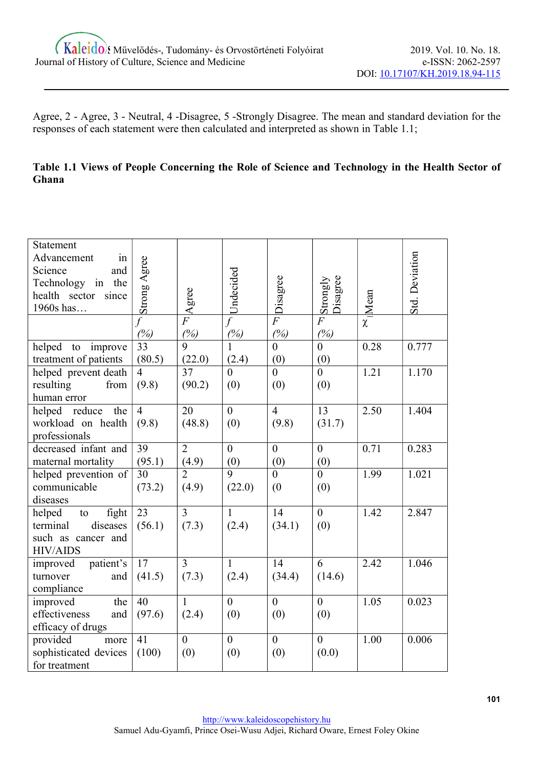Agree, 2 - Agree, 3 - Neutral, 4 -Disagree, 5 -Strongly Disagree. The mean and standard deviation for the responses of each statement were then calculated and interpreted as shown in Table 1.1;

**Table 1.1 Views of People Concerning the Role of Science and Technology in the Health Sector of Ghana**

| Statement Advancement in Science and Technology in the health sector since 1960s has… | Strong Agree | Agree | Undecided | Disagree | Strongly Disagree | Mean | Std. Deviation |
|---|---|---|---|---|---|---|---|
| | *f* *(%)* | *F* *(%)* | *f* *(%)* | *F* *(%)* | *F* *(%)* | χ | |
| helped to improve treatment of patients | 33 (80.5) | 9 (22.0) | 1 (2.4) | 0 (0) | 0 (0) | 0.28 | 0.777 |
| helped prevent death resulting from human error | 4 (9.8) | 37 (90.2) | 0 (0) | 0 (0) | 0 (0) | 1.21 | 1.170 |
| helped reduce the workload on health professionals | 4 (9.8) | 20 (48.8) | 0 (0) | 4 (9.8) | 13 (31.7) | 2.50 | 1.404 |
| decreased infant and maternal mortality | 39 (95.1) | 2 (4.9) | 0 (0) | 0 (0) | 0 (0) | 0.71 | 0.283 |
| helped prevention of communicable diseases | 30 (73.2) | 2 (4.9) | 9 (22.0) | 0 (0 | 0 (0) | 1.99 | 1.021 |
| helped to fight terminal diseases such as cancer and HIV/AIDS | 23 (56.1) | 3 (7.3) | 1 (2.4) | 14 (34.1) | 0 (0) | 1.42 | 2.847 |
| improved patient's turnover and compliance | 17 (41.5) | 3 (7.3) | 1 (2.4) | 14 (34.4) | 6 (14.6) | 2.42 | 1.046 |
| improved the effectiveness and efficacy of drugs | 40 (97.6) | 1 (2.4) | 0 (0) | 0 (0) | 0 (0) | 1.05 | 0.023 |
| provided more sophisticated devices for treatment | 41 (100) | 0 (0) | 0 (0) | 0 (0) | 0 (0.0) | 1.00 | 0.006 |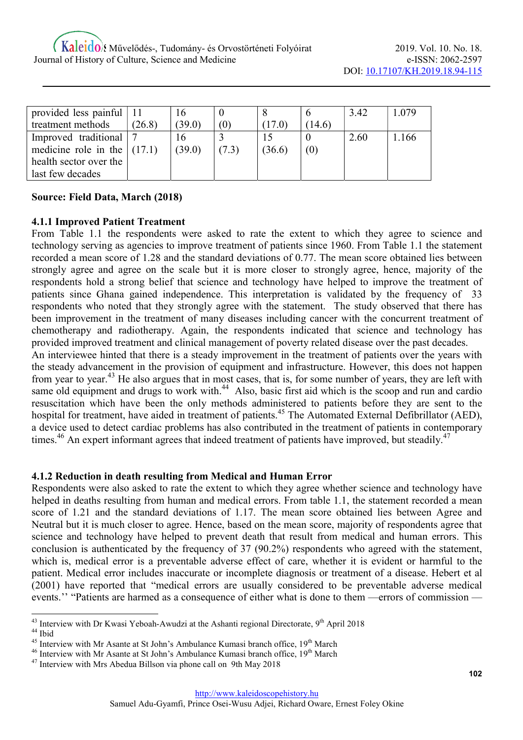| | | | | | | | |
|---|---|---|---|---|---|---|---|
| provided less painful treatment methods | 11 (26.8) | 16 (39.0) | 0 (0) | 8 (17.0) | 6 (14.6) | 3.42 | 1.079 |
| Improved traditional medicine role in the health sector over the last few decades | 7 (17.1) | 16 (39.0) | 3 (7.3) | 15 (36.6) | 0 (0) | 2.60 | 1.166 |

**Source: Field Data, March (2018)**

### 4.1.1 Improved Patient Treatment

From Table 1.1 the respondents were asked to rate the extent to which they agree to science and technology serving as agencies to improve treatment of patients since 1960. From Table 1.1 the statement recorded a mean score of 1.28 and the standard deviations of 0.77. The mean score obtained lies between strongly agree and agree on the scale but it is more closer to strongly agree, hence, majority of the respondents hold a strong belief that science and technology have helped to improve the treatment of patients since Ghana gained independence. This interpretation is validated by the frequency of 33 respondents who noted that they strongly agree with the statement. The study observed that there has been improvement in the treatment of many diseases including cancer with the concurrent treatment of chemotherapy and radiotherapy. Again, the respondents indicated that science and technology has provided improved treatment and clinical management of poverty related disease over the past decades.

An interviewee hinted that there is a steady improvement in the treatment of patients over the years with the steady advancement in the provision of equipment and infrastructure. However, this does not happen from year to year.[43] He also argues that in most cases, that is, for some number of years, they are left with same old equipment and drugs to work with.[44] Also, basic first aid which is the scoop and run and cardio resuscitation which have been the only methods administered to patients before they are sent to the hospital for treatment, have aided in treatment of patients.[45] The Automated External Defibrillator (AED), a device used to detect cardiac problems has also contributed in the treatment of patients in contemporary times.[46] An expert informant agrees that indeed treatment of patients have improved, but steadily.[47]

### 4.1.2 Reduction in death resulting from Medical and Human Error

Respondents were also asked to rate the extent to which they agree whether science and technology have helped in deaths resulting from human and medical errors. From table 1.1, the statement recorded a mean score of 1.21 and the standard deviations of 1.17. The mean score obtained lies between Agree and Neutral but it is much closer to agree. Hence, based on the mean score, majority of respondents agree that science and technology have helped to prevent death that result from medical and human errors. This conclusion is authenticated by the frequency of 37 (90.2%) respondents who agreed with the statement, which is, medical error is a preventable adverse effect of care, whether it is evident or harmful to the patient. Medical error includes inaccurate or incomplete diagnosis or treatment of a disease. Hebert et al (2001) have reported that "medical errors are usually considered to be preventable adverse medical events.'' "Patients are harmed as a consequence of either what is done to them —errors of commission —

---

[43] Interview with Dr Kwasi Yeboah-Awudzi at the Ashanti regional Directorate, 9th April 2018

[44] Ibid

[45] Interview with Mr Asante at St John's Ambulance Kumasi branch office, 19th March

[46] Interview with Mr Asante at St John's Ambulance Kumasi branch office, 19th March

[47] Interview with Mrs Abedua Billson via phone call on 9th May 2018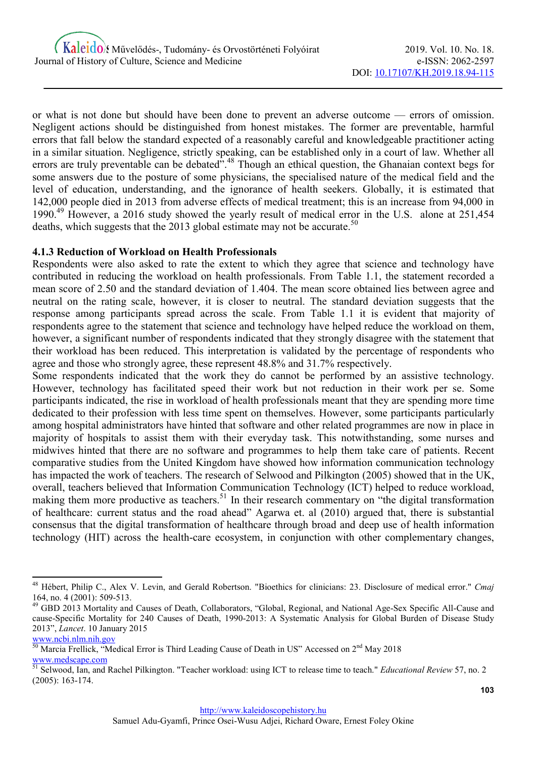or what is not done but should have been done to prevent an adverse outcome — errors of omission. Negligent actions should be distinguished from honest mistakes. The former are preventable, harmful errors that fall below the standard expected of a reasonably careful and knowledgeable practitioner acting in a similar situation. Negligence, strictly speaking, can be established only in a court of law. Whether all errors are truly preventable can be debated".[48] Though an ethical question, the Ghanaian context begs for some answers due to the posture of some physicians, the specialised nature of the medical field and the level of education, understanding, and the ignorance of health seekers. Globally, it is estimated that 142,000 people died in 2013 from adverse effects of medical treatment; this is an increase from 94,000 in 1990.[49] However, a 2016 study showed the yearly result of medical error in the U.S. alone at 251,454 deaths, which suggests that the 2013 global estimate may not be accurate.[50]

### 4.1.3 Reduction of Workload on Health Professionals

Respondents were also asked to rate the extent to which they agree that science and technology have contributed in reducing the workload on health professionals. From Table 1.1, the statement recorded a mean score of 2.50 and the standard deviation of 1.404. The mean score obtained lies between agree and neutral on the rating scale, however, it is closer to neutral. The standard deviation suggests that the response among participants spread across the scale. From Table 1.1 it is evident that majority of respondents agree to the statement that science and technology have helped reduce the workload on them, however, a significant number of respondents indicated that they strongly disagree with the statement that their workload has been reduced. This interpretation is validated by the percentage of respondents who agree and those who strongly agree, these represent 48.8% and 31.7% respectively.

Some respondents indicated that the work they do cannot be performed by an assistive technology. However, technology has facilitated speed their work but not reduction in their work per se. Some participants indicated, the rise in workload of health professionals meant that they are spending more time dedicated to their profession with less time spent on themselves. However, some participants particularly among hospital administrators have hinted that software and other related programmes are now in place in majority of hospitals to assist them with their everyday task. This notwithstanding, some nurses and midwives hinted that there are no software and programmes to help them take care of patients. Recent comparative studies from the United Kingdom have showed how information communication technology has impacted the work of teachers. The research of Selwood and Pilkington (2005) showed that in the UK, overall, teachers believed that Information Communication Technology (ICT) helped to reduce workload, making them more productive as teachers.[51] In their research commentary on "the digital transformation of healthcare: current status and the road ahead" Agarwa et. al (2010) argued that, there is substantial consensus that the digital transformation of healthcare through broad and deep use of health information technology (HIT) across the health-care ecosystem, in conjunction with other complementary changes,

---

[48] Hébert, Philip C., Alex V. Levin, and Gerald Robertson. "Bioethics for clinicians: 23. Disclosure of medical error." *Cmaj* 164, no. 4 (2001): 509-513.

[49] GBD 2013 Mortality and Causes of Death, Collaborators, "Global, Regional, and National Age-Sex Specific All-Cause and cause-Specific Mortality for 240 Causes of Death, 1990-2013: A Systematic Analysis for Global Burden of Disease Study 2013", *Lancet*. 10 January 2015 www.ncbi.nlm.nih.gov

[50] Marcia Frellick, "Medical Error is Third Leading Cause of Death in US" Accessed on 2nd May 2018 www.medscape.com

[51] Selwood, Ian, and Rachel Pilkington. "Teacher workload: using ICT to release time to teach." *Educational Review* 57, no. 2 (2005): 163-174.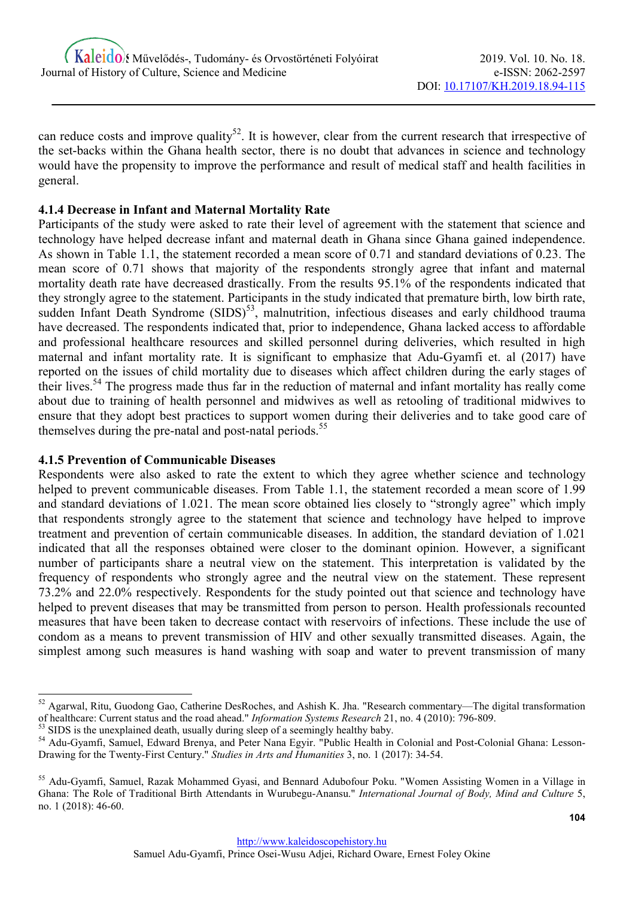can reduce costs and improve quality[52]. It is however, clear from the current research that irrespective of the set-backs within the Ghana health sector, there is no doubt that advances in science and technology would have the propensity to improve the performance and result of medical staff and health facilities in general.

#### 4.1.4 Decrease in Infant and Maternal Mortality Rate

Participants of the study were asked to rate their level of agreement with the statement that science and technology have helped decrease infant and maternal death in Ghana since Ghana gained independence. As shown in Table 1.1, the statement recorded a mean score of 0.71 and standard deviations of 0.23. The mean score of 0.71 shows that majority of the respondents strongly agree that infant and maternal mortality death rate have decreased drastically. From the results 95.1% of the respondents indicated that they strongly agree to the statement. Participants in the study indicated that premature birth, low birth rate, sudden Infant Death Syndrome (SIDS)[53], malnutrition, infectious diseases and early childhood trauma have decreased. The respondents indicated that, prior to independence, Ghana lacked access to affordable and professional healthcare resources and skilled personnel during deliveries, which resulted in high maternal and infant mortality rate. It is significant to emphasize that Adu-Gyamfi et. al (2017) have reported on the issues of child mortality due to diseases which affect children during the early stages of their lives.[54] The progress made thus far in the reduction of maternal and infant mortality has really come about due to training of health personnel and midwives as well as retooling of traditional midwives to ensure that they adopt best practices to support women during their deliveries and to take good care of themselves during the pre-natal and post-natal periods.[55]

#### 4.1.5 Prevention of Communicable Diseases

Respondents were also asked to rate the extent to which they agree whether science and technology helped to prevent communicable diseases. From Table 1.1, the statement recorded a mean score of 1.99 and standard deviations of 1.021. The mean score obtained lies closely to "strongly agree" which imply that respondents strongly agree to the statement that science and technology have helped to improve treatment and prevention of certain communicable diseases. In addition, the standard deviation of 1.021 indicated that all the responses obtained were closer to the dominant opinion. However, a significant number of participants share a neutral view on the statement. This interpretation is validated by the frequency of respondents who strongly agree and the neutral view on the statement. These represent 73.2% and 22.0% respectively. Respondents for the study pointed out that science and technology have helped to prevent diseases that may be transmitted from person to person. Health professionals recounted measures that have been taken to decrease contact with reservoirs of infections. These include the use of condom as a means to prevent transmission of HIV and other sexually transmitted diseases. Again, the simplest among such measures is hand washing with soap and water to prevent transmission of many

---

[52] Agarwal, Ritu, Guodong Gao, Catherine DesRoches, and Ashish K. Jha. "Research commentary—The digital transformation of healthcare: Current status and the road ahead." *Information Systems Research* 21, no. 4 (2010): 796-809.

[53] SIDS is the unexplained death, usually during sleep of a seemingly healthy baby.

[54] Adu-Gyamfi, Samuel, Edward Brenya, and Peter Nana Egyir. "Public Health in Colonial and Post-Colonial Ghana: Lesson-Drawing for the Twenty-First Century." *Studies in Arts and Humanities* 3, no. 1 (2017): 34-54.

[55] Adu-Gyamfi, Samuel, Razak Mohammed Gyasi, and Bennard Adubofour Poku. "Women Assisting Women in a Village in Ghana: The Role of Traditional Birth Attendants in Wurubegu-Anansu." *International Journal of Body, Mind and Culture* 5, no. 1 (2018): 46-60.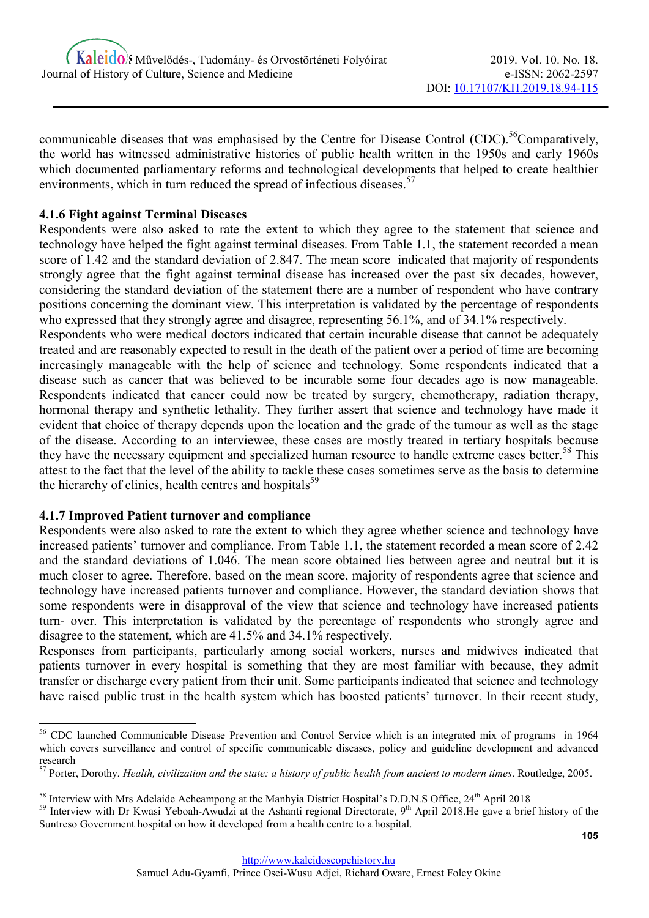communicable diseases that was emphasised by the Centre for Disease Control (CDC).[56]Comparatively, the world has witnessed administrative histories of public health written in the 1950s and early 1960s which documented parliamentary reforms and technological developments that helped to create healthier environments, which in turn reduced the spread of infectious diseases.[57]

### 4.1.6 Fight against Terminal Diseases

Respondents were also asked to rate the extent to which they agree to the statement that science and technology have helped the fight against terminal diseases. From Table 1.1, the statement recorded a mean score of 1.42 and the standard deviation of 2.847. The mean score indicated that majority of respondents strongly agree that the fight against terminal disease has increased over the past six decades, however, considering the standard deviation of the statement there are a number of respondent who have contrary positions concerning the dominant view. This interpretation is validated by the percentage of respondents who expressed that they strongly agree and disagree, representing 56.1%, and of 34.1% respectively.

Respondents who were medical doctors indicated that certain incurable disease that cannot be adequately treated and are reasonably expected to result in the death of the patient over a period of time are becoming increasingly manageable with the help of science and technology. Some respondents indicated that a disease such as cancer that was believed to be incurable some four decades ago is now manageable. Respondents indicated that cancer could now be treated by surgery, chemotherapy, radiation therapy, hormonal therapy and synthetic lethality. They further assert that science and technology have made it evident that choice of therapy depends upon the location and the grade of the tumour as well as the stage of the disease. According to an interviewee, these cases are mostly treated in tertiary hospitals because they have the necessary equipment and specialized human resource to handle extreme cases better.[58] This attest to the fact that the level of the ability to tackle these cases sometimes serve as the basis to determine the hierarchy of clinics, health centres and hospitals[59]

### 4.1.7 Improved Patient turnover and compliance

Respondents were also asked to rate the extent to which they agree whether science and technology have increased patients' turnover and compliance. From Table 1.1, the statement recorded a mean score of 2.42 and the standard deviations of 1.046. The mean score obtained lies between agree and neutral but it is much closer to agree. Therefore, based on the mean score, majority of respondents agree that science and technology have increased patients turnover and compliance. However, the standard deviation shows that some respondents were in disapproval of the view that science and technology have increased patients turn- over. This interpretation is validated by the percentage of respondents who strongly agree and disagree to the statement, which are 41.5% and 34.1% respectively.

Responses from participants, particularly among social workers, nurses and midwives indicated that patients turnover in every hospital is something that they are most familiar with because, they admit transfer or discharge every patient from their unit. Some participants indicated that science and technology have raised public trust in the health system which has boosted patients' turnover. In their recent study,

---

[56] CDC launched Communicable Disease Prevention and Control Service which is an integrated mix of programs in 1964 which covers surveillance and control of specific communicable diseases, policy and guideline development and advanced research

[57] Porter, Dorothy. *Health, civilization and the state: a history of public health from ancient to modern times*. Routledge, 2005.

[58] Interview with Mrs Adelaide Acheampong at the Manhyia District Hospital's D.D.N.S Office, 24th April 2018

[59] Interview with Dr Kwasi Yeboah-Awudzi at the Ashanti regional Directorate, 9th April 2018.He gave a brief history of the Suntreso Government hospital on how it developed from a health centre to a hospital.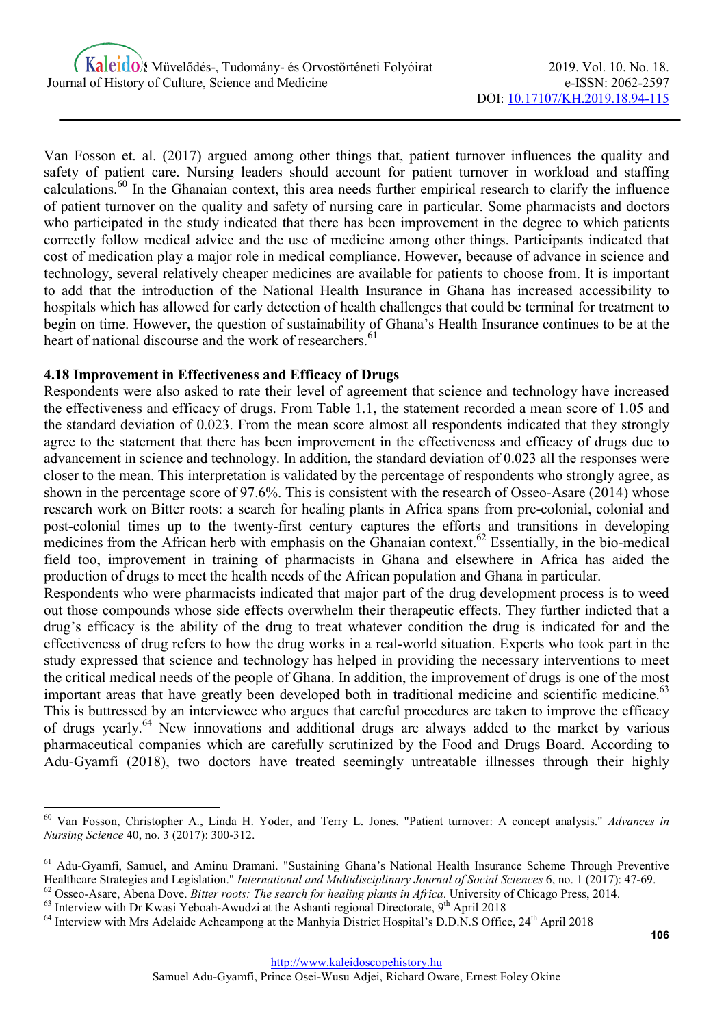Van Fosson et. al. (2017) argued among other things that, patient turnover influences the quality and safety of patient care. Nursing leaders should account for patient turnover in workload and staffing calculations.[60] In the Ghanaian context, this area needs further empirical research to clarify the influence of patient turnover on the quality and safety of nursing care in particular. Some pharmacists and doctors who participated in the study indicated that there has been improvement in the degree to which patients correctly follow medical advice and the use of medicine among other things. Participants indicated that cost of medication play a major role in medical compliance. However, because of advance in science and technology, several relatively cheaper medicines are available for patients to choose from. It is important to add that the introduction of the National Health Insurance in Ghana has increased accessibility to hospitals which has allowed for early detection of health challenges that could be terminal for treatment to begin on time. However, the question of sustainability of Ghana's Health Insurance continues to be at the heart of national discourse and the work of researchers.[61]

### 4.18 Improvement in Effectiveness and Efficacy of Drugs

Respondents were also asked to rate their level of agreement that science and technology have increased the effectiveness and efficacy of drugs. From Table 1.1, the statement recorded a mean score of 1.05 and the standard deviation of 0.023. From the mean score almost all respondents indicated that they strongly agree to the statement that there has been improvement in the effectiveness and efficacy of drugs due to advancement in science and technology. In addition, the standard deviation of 0.023 all the responses were closer to the mean. This interpretation is validated by the percentage of respondents who strongly agree, as shown in the percentage score of 97.6%. This is consistent with the research of Osseo-Asare (2014) whose research work on Bitter roots: a search for healing plants in Africa spans from pre-colonial, colonial and post-colonial times up to the twenty-first century captures the efforts and transitions in developing medicines from the African herb with emphasis on the Ghanaian context.[62] Essentially, in the bio-medical field too, improvement in training of pharmacists in Ghana and elsewhere in Africa has aided the production of drugs to meet the health needs of the African population and Ghana in particular.

Respondents who were pharmacists indicated that major part of the drug development process is to weed out those compounds whose side effects overwhelm their therapeutic effects. They further indicted that a drug's efficacy is the ability of the drug to treat whatever condition the drug is indicated for and the effectiveness of drug refers to how the drug works in a real-world situation. Experts who took part in the study expressed that science and technology has helped in providing the necessary interventions to meet the critical medical needs of the people of Ghana. In addition, the improvement of drugs is one of the most important areas that have greatly been developed both in traditional medicine and scientific medicine.[63] This is buttressed by an interviewee who argues that careful procedures are taken to improve the efficacy of drugs yearly.[64] New innovations and additional drugs are always added to the market by various pharmaceutical companies which are carefully scrutinized by the Food and Drugs Board. According to Adu-Gyamfi (2018), two doctors have treated seemingly untreatable illnesses through their highly

---

[60] Van Fosson, Christopher A., Linda H. Yoder, and Terry L. Jones. "Patient turnover: A concept analysis." *Advances in Nursing Science* 40, no. 3 (2017): 300-312.

[61] Adu-Gyamfi, Samuel, and Aminu Dramani. "Sustaining Ghana's National Health Insurance Scheme Through Preventive Healthcare Strategies and Legislation." *International and Multidisciplinary Journal of Social Sciences* 6, no. 1 (2017): 47-69.

[62] Osseo-Asare, Abena Dove. *Bitter roots: The search for healing plants in Africa*. University of Chicago Press, 2014.

[63] Interview with Dr Kwasi Yeboah-Awudzi at the Ashanti regional Directorate, 9th April 2018

[64] Interview with Mrs Adelaide Acheampong at the Manhyia District Hospital's D.D.N.S Office, 24th April 2018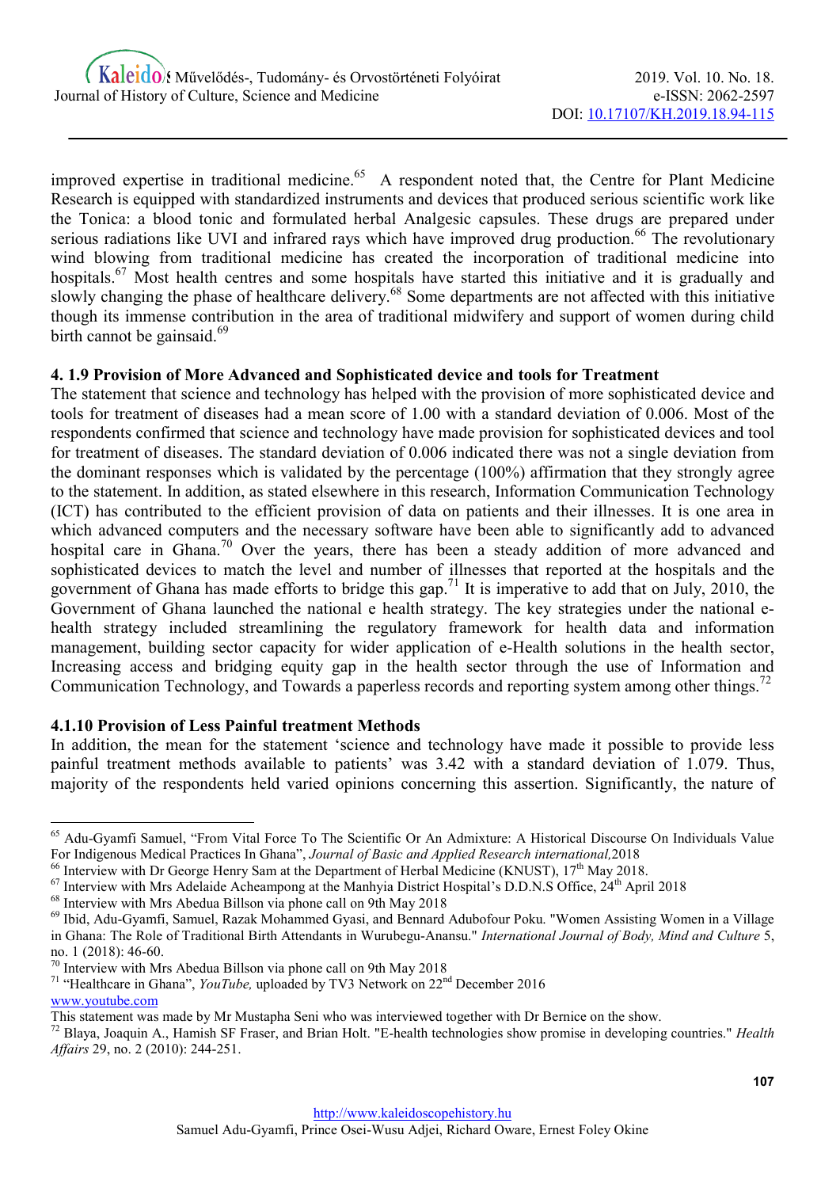improved expertise in traditional medicine.[65] A respondent noted that, the Centre for Plant Medicine Research is equipped with standardized instruments and devices that produced serious scientific work like the Tonica: a blood tonic and formulated herbal Analgesic capsules. These drugs are prepared under serious radiations like UVI and infrared rays which have improved drug production.[66] The revolutionary wind blowing from traditional medicine has created the incorporation of traditional medicine into hospitals.[67] Most health centres and some hospitals have started this initiative and it is gradually and slowly changing the phase of healthcare delivery.[68] Some departments are not affected with this initiative though its immense contribution in the area of traditional midwifery and support of women during child birth cannot be gainsaid.[69]

### 4. 1.9 Provision of More Advanced and Sophisticated device and tools for Treatment

The statement that science and technology has helped with the provision of more sophisticated device and tools for treatment of diseases had a mean score of 1.00 with a standard deviation of 0.006. Most of the respondents confirmed that science and technology have made provision for sophisticated devices and tool for treatment of diseases. The standard deviation of 0.006 indicated there was not a single deviation from the dominant responses which is validated by the percentage (100%) affirmation that they strongly agree to the statement. In addition, as stated elsewhere in this research, Information Communication Technology (ICT) has contributed to the efficient provision of data on patients and their illnesses. It is one area in which advanced computers and the necessary software have been able to significantly add to advanced hospital care in Ghana.[70] Over the years, there has been a steady addition of more advanced and sophisticated devices to match the level and number of illnesses that reported at the hospitals and the government of Ghana has made efforts to bridge this gap.[71] It is imperative to add that on July, 2010, the Government of Ghana launched the national e health strategy. The key strategies under the national e-health strategy included streamlining the regulatory framework for health data and information management, building sector capacity for wider application of e-Health solutions in the health sector, Increasing access and bridging equity gap in the health sector through the use of Information and Communication Technology, and Towards a paperless records and reporting system among other things.[72]

### 4.1.10 Provision of Less Painful treatment Methods

In addition, the mean for the statement 'science and technology have made it possible to provide less painful treatment methods available to patients' was 3.42 with a standard deviation of 1.079. Thus, majority of the respondents held varied opinions concerning this assertion. Significantly, the nature of

---

[65] Adu-Gyamfi Samuel, "From Vital Force To The Scientific Or An Admixture: A Historical Discourse On Individuals Value For Indigenous Medical Practices In Ghana", *Journal of Basic and Applied Research international,*2018

[66] Interview with Dr George Henry Sam at the Department of Herbal Medicine (KNUST), 17th May 2018.

[67] Interview with Mrs Adelaide Acheampong at the Manhyia District Hospital's D.D.N.S Office, 24th April 2018

[68] Interview with Mrs Abedua Billson via phone call on 9th May 2018

[69] Ibid, Adu-Gyamfi, Samuel, Razak Mohammed Gyasi, and Bennard Adubofour Poku. "Women Assisting Women in a Village in Ghana: The Role of Traditional Birth Attendants in Wurubegu-Anansu." *International Journal of Body, Mind and Culture* 5, no. 1 (2018): 46-60.

[70] Interview with Mrs Abedua Billson via phone call on 9th May 2018

[71] "Healthcare in Ghana", *YouTube,* uploaded by TV3 Network on 22nd December 2016 www.youtube.com This statement was made by Mr Mustapha Seni who was interviewed together with Dr Bernice on the show.

[72] Blaya, Joaquin A., Hamish SF Fraser, and Brian Holt. "E-health technologies show promise in developing countries." *Health Affairs* 29, no. 2 (2010): 244-251.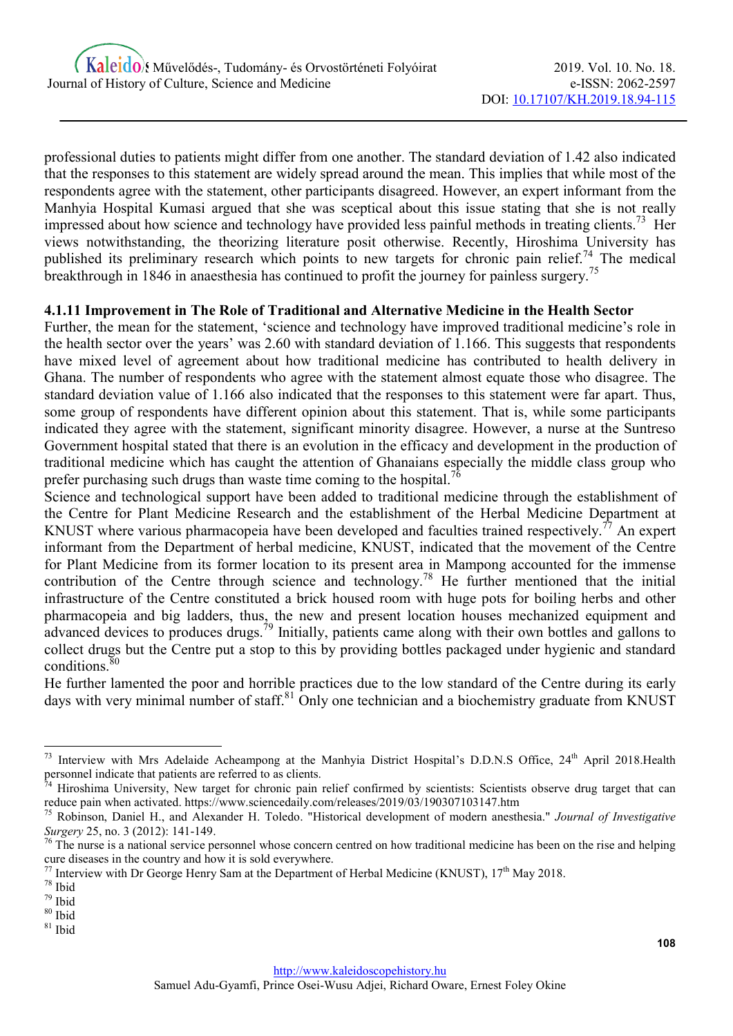professional duties to patients might differ from one another. The standard deviation of 1.42 also indicated that the responses to this statement are widely spread around the mean. This implies that while most of the respondents agree with the statement, other participants disagreed. However, an expert informant from the Manhyia Hospital Kumasi argued that she was sceptical about this issue stating that she is not really impressed about how science and technology have provided less painful methods in treating clients.[73] Her views notwithstanding, the theorizing literature posit otherwise. Recently, Hiroshima University has published its preliminary research which points to new targets for chronic pain relief.[74] The medical breakthrough in 1846 in anaesthesia has continued to profit the journey for painless surgery.[75]

#### 4.1.11 Improvement in The Role of Traditional and Alternative Medicine in the Health Sector

Further, the mean for the statement, 'science and technology have improved traditional medicine's role in the health sector over the years' was 2.60 with standard deviation of 1.166. This suggests that respondents have mixed level of agreement about how traditional medicine has contributed to health delivery in Ghana. The number of respondents who agree with the statement almost equate those who disagree. The standard deviation value of 1.166 also indicated that the responses to this statement were far apart. Thus, some group of respondents have different opinion about this statement. That is, while some participants indicated they agree with the statement, significant minority disagree. However, a nurse at the Suntreso Government hospital stated that there is an evolution in the efficacy and development in the production of traditional medicine which has caught the attention of Ghanaians especially the middle class group who prefer purchasing such drugs than waste time coming to the hospital.[76]

Science and technological support have been added to traditional medicine through the establishment of the Centre for Plant Medicine Research and the establishment of the Herbal Medicine Department at KNUST where various pharmacopeia have been developed and faculties trained respectively.[77] An expert informant from the Department of herbal medicine, KNUST, indicated that the movement of the Centre for Plant Medicine from its former location to its present area in Mampong accounted for the immense contribution of the Centre through science and technology.[78] He further mentioned that the initial infrastructure of the Centre constituted a brick housed room with huge pots for boiling herbs and other pharmacopeia and big ladders, thus, the new and present location houses mechanized equipment and advanced devices to produces drugs.[79] Initially, patients came along with their own bottles and gallons to collect drugs but the Centre put a stop to this by providing bottles packaged under hygienic and standard conditions.[80]

He further lamented the poor and horrible practices due to the low standard of the Centre during its early days with very minimal number of staff.[81] Only one technician and a biochemistry graduate from KNUST

---

[73] Interview with Mrs Adelaide Acheampong at the Manhyia District Hospital's D.D.N.S Office, 24th April 2018.Health personnel indicate that patients are referred to as clients.

[74] Hiroshima University, New target for chronic pain relief confirmed by scientists: Scientists observe drug target that can reduce pain when activated. https://www.sciencedaily.com/releases/2019/03/190307103147.htm

[75] Robinson, Daniel H., and Alexander H. Toledo. "Historical development of modern anesthesia." *Journal of Investigative Surgery* 25, no. 3 (2012): 141-149.

[76] The nurse is a national service personnel whose concern centred on how traditional medicine has been on the rise and helping cure diseases in the country and how it is sold everywhere.

[77] Interview with Dr George Henry Sam at the Department of Herbal Medicine (KNUST), 17th May 2018.

[78] Ibid

[79] Ibid

[80] Ibid

[81] Ibid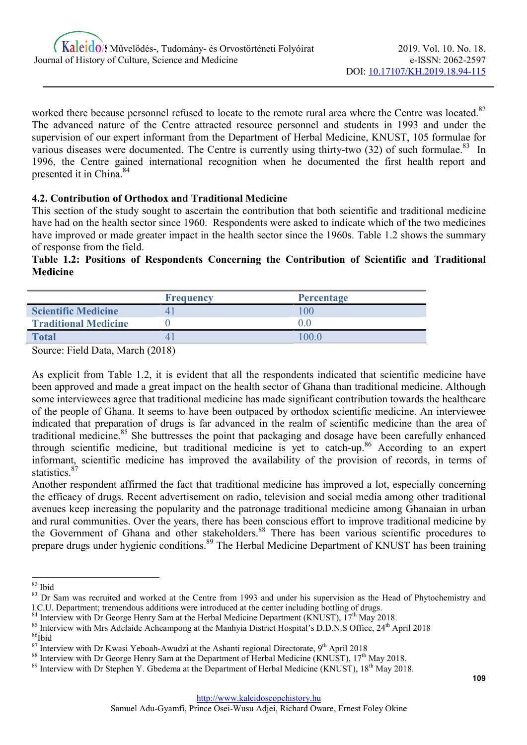worked there because personnel refused to locate to the remote rural area where the Centre was located.[82] The advanced nature of the Centre attracted resource personnel and students in 1993 and under the supervision of our expert informant from the Department of Herbal Medicine, KNUST, 105 formulae for various diseases were documented. The Centre is currently using thirty-two (32) of such formulae.[83] In 1996, the Centre gained international recognition when he documented the first health report and presented it in China.[84]

### 4.2. Contribution of Orthodox and Traditional Medicine

This section of the study sought to ascertain the contribution that both scientific and traditional medicine have had on the health sector since 1960. Respondents were asked to indicate which of the two medicines have improved or made greater impact in the health sector since the 1960s. Table 1.2 shows the summary of response from the field.

**Table 1.2: Positions of Respondents Concerning the Contribution of Scientific and Traditional Medicine**

| | Frequency | Percentage |
|---|---|---|
| Scientific Medicine | 41 | 100 |
| Traditional Medicine | 0 | 0.0 |
| Total | 41 | 100.0 |

Source: Field Data, March (2018)

As explicit from Table 1.2, it is evident that all the respondents indicated that scientific medicine have been approved and made a great impact on the health sector of Ghana than traditional medicine. Although some interviewees agree that traditional medicine has made significant contribution towards the healthcare of the people of Ghana. It seems to have been outpaced by orthodox scientific medicine. An interviewee indicated that preparation of drugs is far advanced in the realm of scientific medicine than the area of traditional medicine.[85] She buttresses the point that packaging and dosage have been carefully enhanced through scientific medicine, but traditional medicine is yet to catch-up.[86] According to an expert informant, scientific medicine has improved the availability of the provision of records, in terms of statistics.[87]

Another respondent affirmed the fact that traditional medicine has improved a lot, especially concerning the efficacy of drugs. Recent advertisement on radio, television and social media among other traditional avenues keep increasing the popularity and the patronage traditional medicine among Ghanaian in urban and rural communities. Over the years, there has been conscious effort to improve traditional medicine by the Government of Ghana and other stakeholders.[88] There has been various scientific procedures to prepare drugs under hygienic conditions.[89] The Herbal Medicine Department of KNUST has been training

---

[82] Ibid

[83] Dr Sam was recruited and worked at the Centre from 1993 and under his supervision as the Head of Phytochemistry and I.C.U. Department; tremendous additions were introduced at the center including bottling of drugs.

[84] Interview with Dr George Henry Sam at the Herbal Medicine Department (KNUST), 17th May 2018.

[85] Interview with Mrs Adelaide Acheampong at the Manhyia District Hospital's D.D.N.S Office, 24th April 2018

[86] Ibid

[87] Interview with Dr Kwasi Yeboah-Awudzi at the Ashanti regional Directorate, 9th April 2018

[88] Interview with Dr George Henry Sam at the Department of Herbal Medicine (KNUST), 17th May 2018.

[89] Interview with Dr Stephen Y. Gbedema at the Department of Herbal Medicine (KNUST), 18th May 2018.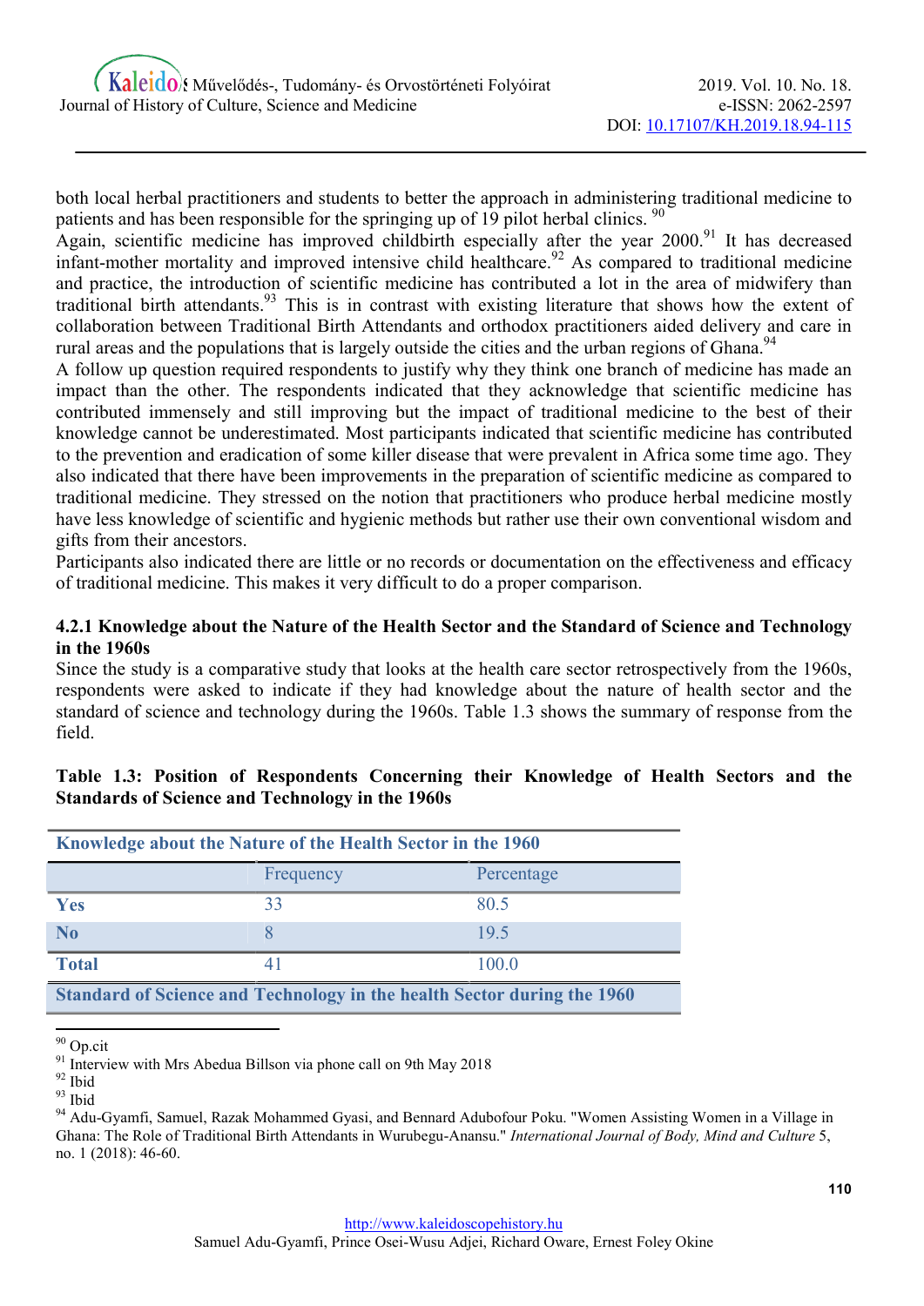both local herbal practitioners and students to better the approach in administering traditional medicine to patients and has been responsible for the springing up of 19 pilot herbal clinics. [90]

Again, scientific medicine has improved childbirth especially after the year 2000.[91] It has decreased infant-mother mortality and improved intensive child healthcare.[92] As compared to traditional medicine and practice, the introduction of scientific medicine has contributed a lot in the area of midwifery than traditional birth attendants.[93] This is in contrast with existing literature that shows how the extent of collaboration between Traditional Birth Attendants and orthodox practitioners aided delivery and care in rural areas and the populations that is largely outside the cities and the urban regions of Ghana.[94]

A follow up question required respondents to justify why they think one branch of medicine has made an impact than the other. The respondents indicated that they acknowledge that scientific medicine has contributed immensely and still improving but the impact of traditional medicine to the best of their knowledge cannot be underestimated. Most participants indicated that scientific medicine has contributed to the prevention and eradication of some killer disease that were prevalent in Africa some time ago. They also indicated that there have been improvements in the preparation of scientific medicine as compared to traditional medicine. They stressed on the notion that practitioners who produce herbal medicine mostly have less knowledge of scientific and hygienic methods but rather use their own conventional wisdom and gifts from their ancestors.

Participants also indicated there are little or no records or documentation on the effectiveness and efficacy of traditional medicine. This makes it very difficult to do a proper comparison.

### 4.2.1 Knowledge about the Nature of the Health Sector and the Standard of Science and Technology in the 1960s

Since the study is a comparative study that looks at the health care sector retrospectively from the 1960s, respondents were asked to indicate if they had knowledge about the nature of health sector and the standard of science and technology during the 1960s. Table 1.3 shows the summary of response from the field.

**Table 1.3: Position of Respondents Concerning their Knowledge of Health Sectors and the Standards of Science and Technology in the 1960s**

| Knowledge about the Nature of the Health Sector in the 1960 | | |
|---|---|---|
| | Frequency | Percentage |
| **Yes** | 33 | 80.5 |
| **No** | 8 | 19.5 |
| **Total** | 41 | 100.0 |
| **Standard of Science and Technology in the health Sector during the 1960** | | |

[90] Op.cit

[91] Interview with Mrs Abedua Billson via phone call on 9th May 2018

[92] Ibid

[93] Ibid

[94] Adu-Gyamfi, Samuel, Razak Mohammed Gyasi, and Bennard Adubofour Poku. "Women Assisting Women in a Village in Ghana: The Role of Traditional Birth Attendants in Wurubegu-Anansu." *International Journal of Body, Mind and Culture* 5, no. 1 (2018): 46-60.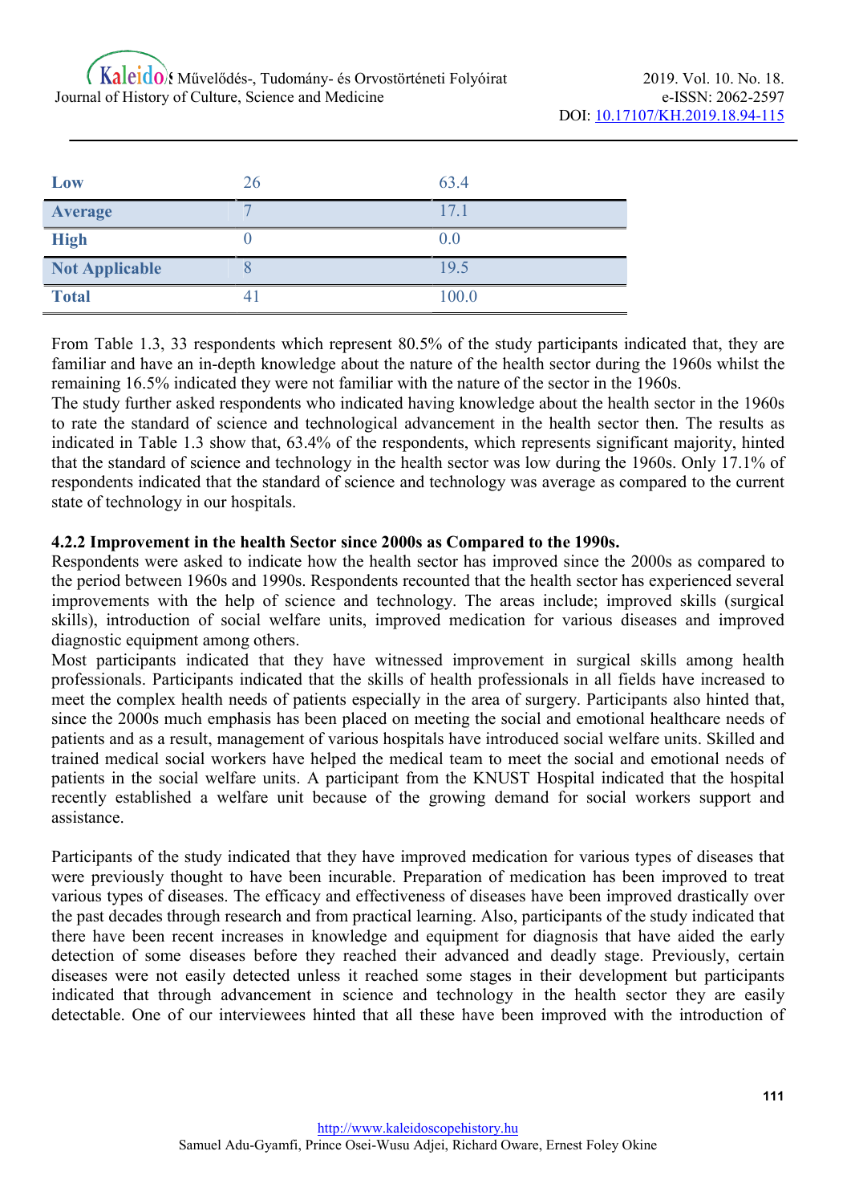| Low | 26 | 63.4 |
|---|---|---|
| Average | 7 | 17.1 |
| High | 0 | 0.0 |
| Not Applicable | 8 | 19.5 |
| Total | 41 | 100.0 |

From Table 1.3, 33 respondents which represent 80.5% of the study participants indicated that, they are familiar and have an in-depth knowledge about the nature of the health sector during the 1960s whilst the remaining 16.5% indicated they were not familiar with the nature of the sector in the 1960s.
The study further asked respondents who indicated having knowledge about the health sector in the 1960s to rate the standard of science and technological advancement in the health sector then. The results as indicated in Table 1.3 show that, 63.4% of the respondents, which represents significant majority, hinted that the standard of science and technology in the health sector was low during the 1960s. Only 17.1% of respondents indicated that the standard of science and technology was average as compared to the current state of technology in our hospitals.

### 4.2.2 Improvement in the health Sector since 2000s as Compared to the 1990s.

Respondents were asked to indicate how the health sector has improved since the 2000s as compared to the period between 1960s and 1990s. Respondents recounted that the health sector has experienced several improvements with the help of science and technology. The areas include; improved skills (surgical skills), introduction of social welfare units, improved medication for various diseases and improved diagnostic equipment among others.
Most participants indicated that they have witnessed improvement in surgical skills among health professionals. Participants indicated that the skills of health professionals in all fields have increased to meet the complex health needs of patients especially in the area of surgery. Participants also hinted that, since the 2000s much emphasis has been placed on meeting the social and emotional healthcare needs of patients and as a result, management of various hospitals have introduced social welfare units. Skilled and trained medical social workers have helped the medical team to meet the social and emotional needs of patients in the social welfare units. A participant from the KNUST Hospital indicated that the hospital recently established a welfare unit because of the growing demand for social workers support and assistance.

Participants of the study indicated that they have improved medication for various types of diseases that were previously thought to have been incurable. Preparation of medication has been improved to treat various types of diseases. The efficacy and effectiveness of diseases have been improved drastically over the past decades through research and from practical learning. Also, participants of the study indicated that there have been recent increases in knowledge and equipment for diagnosis that have aided the early detection of some diseases before they reached their advanced and deadly stage. Previously, certain diseases were not easily detected unless it reached some stages in their development but participants indicated that through advancement in science and technology in the health sector they are easily detectable. One of our interviewees hinted that all these have been improved with the introduction of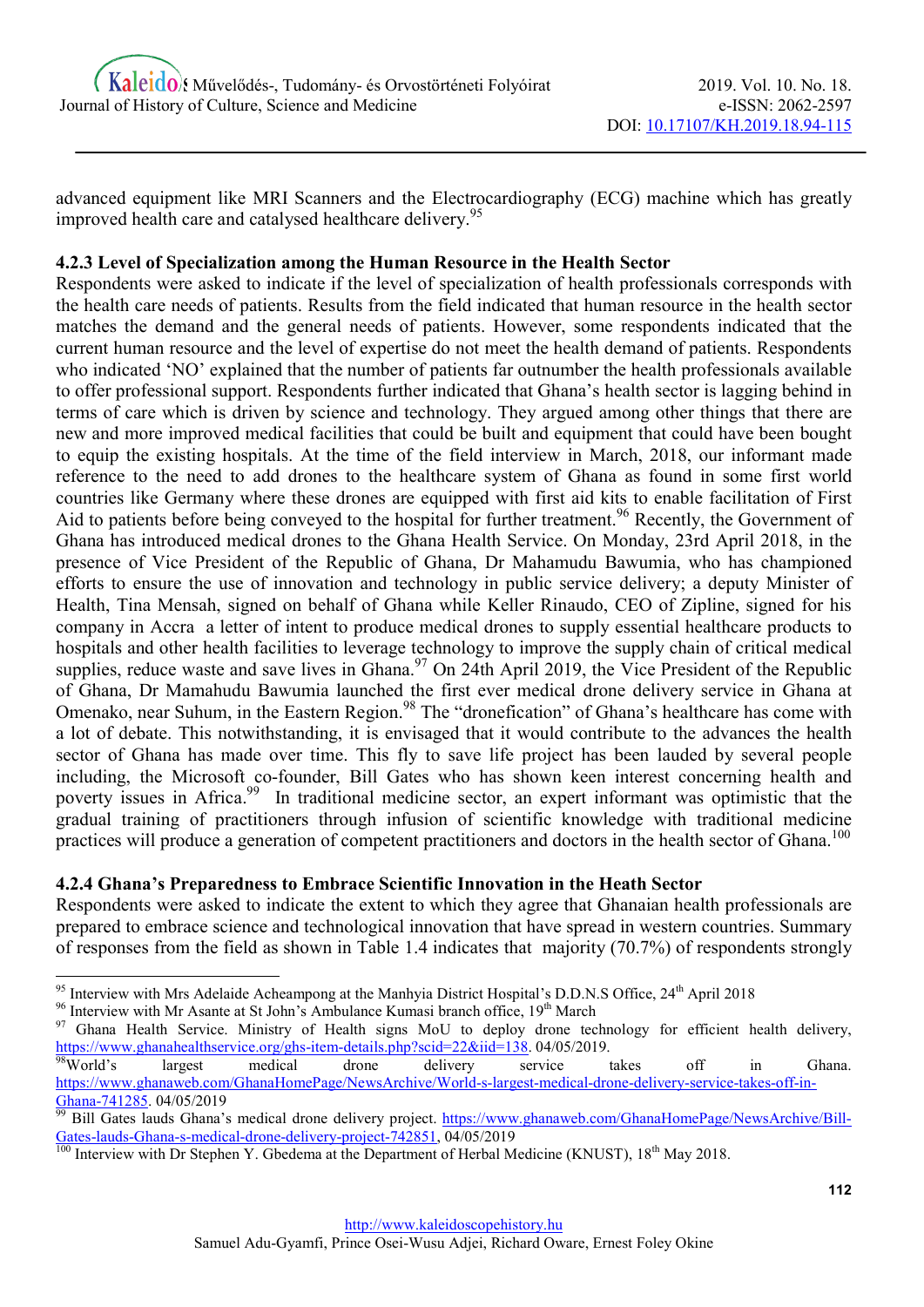advanced equipment like MRI Scanners and the Electrocardiography (ECG) machine which has greatly improved health care and catalysed healthcare delivery.[95]

### 4.2.3 Level of Specialization among the Human Resource in the Health Sector

Respondents were asked to indicate if the level of specialization of health professionals corresponds with the health care needs of patients. Results from the field indicated that human resource in the health sector matches the demand and the general needs of patients. However, some respondents indicated that the current human resource and the level of expertise do not meet the health demand of patients. Respondents who indicated 'NO' explained that the number of patients far outnumber the health professionals available to offer professional support. Respondents further indicated that Ghana's health sector is lagging behind in terms of care which is driven by science and technology. They argued among other things that there are new and more improved medical facilities that could be built and equipment that could have been bought to equip the existing hospitals. At the time of the field interview in March, 2018, our informant made reference to the need to add drones to the healthcare system of Ghana as found in some first world countries like Germany where these drones are equipped with first aid kits to enable facilitation of First Aid to patients before being conveyed to the hospital for further treatment.[96] Recently, the Government of Ghana has introduced medical drones to the Ghana Health Service. On Monday, 23rd April 2018, in the presence of Vice President of the Republic of Ghana, Dr Mahamudu Bawumia, who has championed efforts to ensure the use of innovation and technology in public service delivery; a deputy Minister of Health, Tina Mensah, signed on behalf of Ghana while Keller Rinaudo, CEO of Zipline, signed for his company in Accra a letter of intent to produce medical drones to supply essential healthcare products to hospitals and other health facilities to leverage technology to improve the supply chain of critical medical supplies, reduce waste and save lives in Ghana.[97] On 24th April 2019, the Vice President of the Republic of Ghana, Dr Mamahudu Bawumia launched the first ever medical drone delivery service in Ghana at Omenako, near Suhum, in the Eastern Region.[98] The "dronefication" of Ghana's healthcare has come with a lot of debate. This notwithstanding, it is envisaged that it would contribute to the advances the health sector of Ghana has made over time. This fly to save life project has been lauded by several people including, the Microsoft co-founder, Bill Gates who has shown keen interest concerning health and poverty issues in Africa.[99] In traditional medicine sector, an expert informant was optimistic that the gradual training of practitioners through infusion of scientific knowledge with traditional medicine practices will produce a generation of competent practitioners and doctors in the health sector of Ghana.[100]

### 4.2.4 Ghana's Preparedness to Embrace Scientific Innovation in the Heath Sector

Respondents were asked to indicate the extent to which they agree that Ghanaian health professionals are prepared to embrace science and technological innovation that have spread in western countries. Summary of responses from the field as shown in Table 1.4 indicates that majority (70.7%) of respondents strongly

---

[95] Interview with Mrs Adelaide Acheampong at the Manhyia District Hospital's D.D.N.S Office, 24th April 2018

[96] Interview with Mr Asante at St John's Ambulance Kumasi branch office, 19th March

[97] Ghana Health Service. Ministry of Health signs MoU to deploy drone technology for efficient health delivery, https://www.ghanahealthservice.org/ghs-item-details.php?scid=22&iid=138. 04/05/2019.

[98] World's largest medical drone delivery service takes off in Ghana. https://www.ghanaweb.com/GhanaHomePage/NewsArchive/World-s-largest-medical-drone-delivery-service-takes-off-in-Ghana-741285. 04/05/2019

[99] Bill Gates lauds Ghana's medical drone delivery project. https://www.ghanaweb.com/GhanaHomePage/NewsArchive/Bill-Gates-lauds-Ghana-s-medical-drone-delivery-project-742851, 04/05/2019

[100] Interview with Dr Stephen Y. Gbedema at the Department of Herbal Medicine (KNUST), 18th May 2018.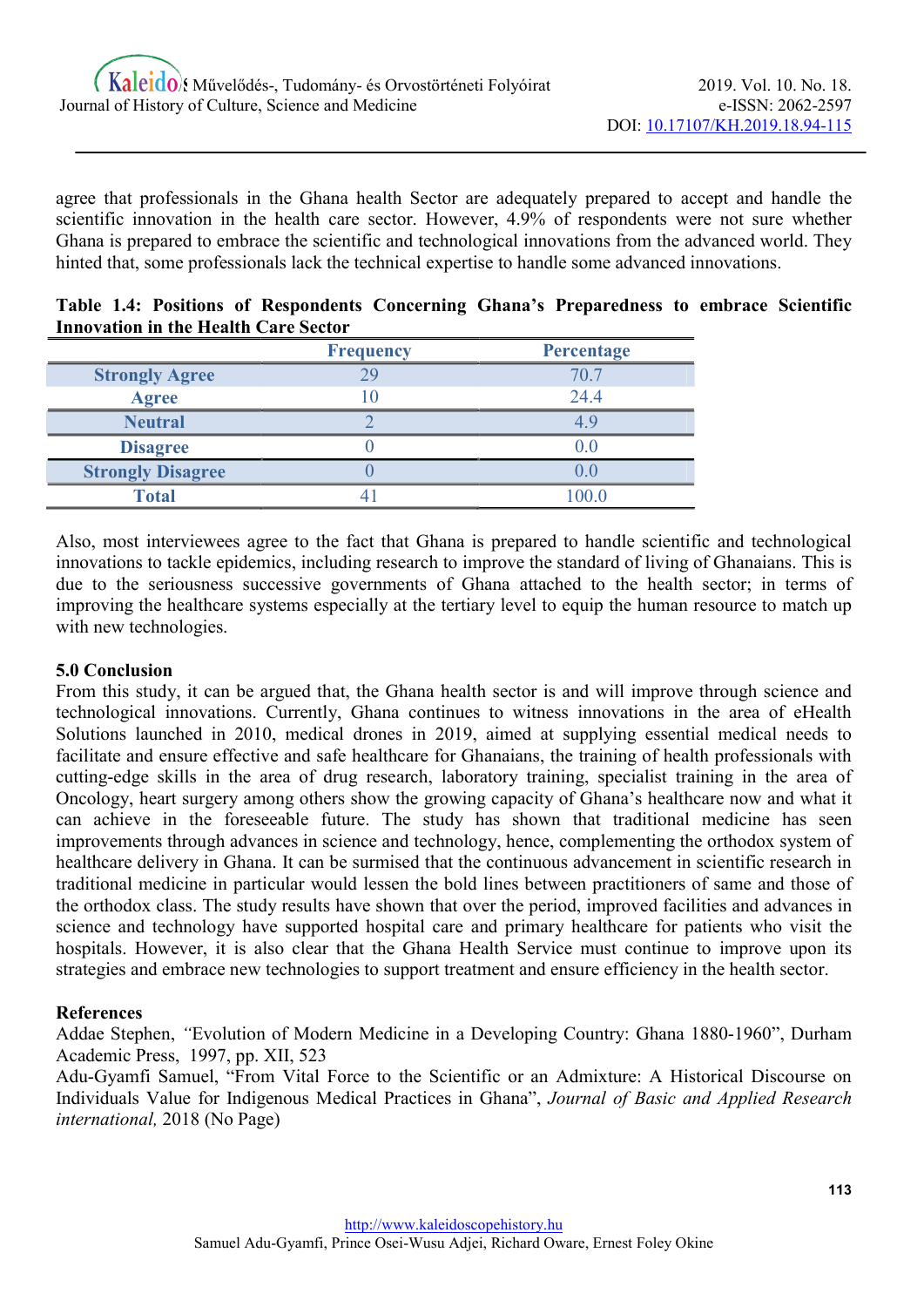agree that professionals in the Ghana health Sector are adequately prepared to accept and handle the scientific innovation in the health care sector. However, 4.9% of respondents were not sure whether Ghana is prepared to embrace the scientific and technological innovations from the advanced world. They hinted that, some professionals lack the technical expertise to handle some advanced innovations.

**Table 1.4: Positions of Respondents Concerning Ghana's Preparedness to embrace Scientific Innovation in the Health Care Sector**

| | Frequency | Percentage |
|---|---|---|
| **Strongly Agree** | 29 | 70.7 |
| **Agree** | 10 | 24.4 |
| **Neutral** | 2 | 4.9 |
| **Disagree** | 0 | 0.0 |
| **Strongly Disagree** | 0 | 0.0 |
| **Total** | 41 | 100.0 |

Also, most interviewees agree to the fact that Ghana is prepared to handle scientific and technological innovations to tackle epidemics, including research to improve the standard of living of Ghanaians. This is due to the seriousness successive governments of Ghana attached to the health sector; in terms of improving the healthcare systems especially at the tertiary level to equip the human resource to match up with new technologies.

## 5.0 Conclusion

From this study, it can be argued that, the Ghana health sector is and will improve through science and technological innovations. Currently, Ghana continues to witness innovations in the area of eHealth Solutions launched in 2010, medical drones in 2019, aimed at supplying essential medical needs to facilitate and ensure effective and safe healthcare for Ghanaians, the training of health professionals with cutting-edge skills in the area of drug research, laboratory training, specialist training in the area of Oncology, heart surgery among others show the growing capacity of Ghana's healthcare now and what it can achieve in the foreseeable future. The study has shown that traditional medicine has seen improvements through advances in science and technology, hence, complementing the orthodox system of healthcare delivery in Ghana. It can be surmised that the continuous advancement in scientific research in traditional medicine in particular would lessen the bold lines between practitioners of same and those of the orthodox class. The study results have shown that over the period, improved facilities and advances in science and technology have supported hospital care and primary healthcare for patients who visit the hospitals. However, it is also clear that the Ghana Health Service must continue to improve upon its strategies and embrace new technologies to support treatment and ensure efficiency in the health sector.

## References

Addae Stephen, *"*Evolution of Modern Medicine in a Developing Country: Ghana 1880-1960", Durham Academic Press, 1997, pp. XII, 523

Adu-Gyamfi Samuel, "From Vital Force to the Scientific or an Admixture: A Historical Discourse on Individuals Value for Indigenous Medical Practices in Ghana", *Journal of Basic and Applied Research international,* 2018 (No Page)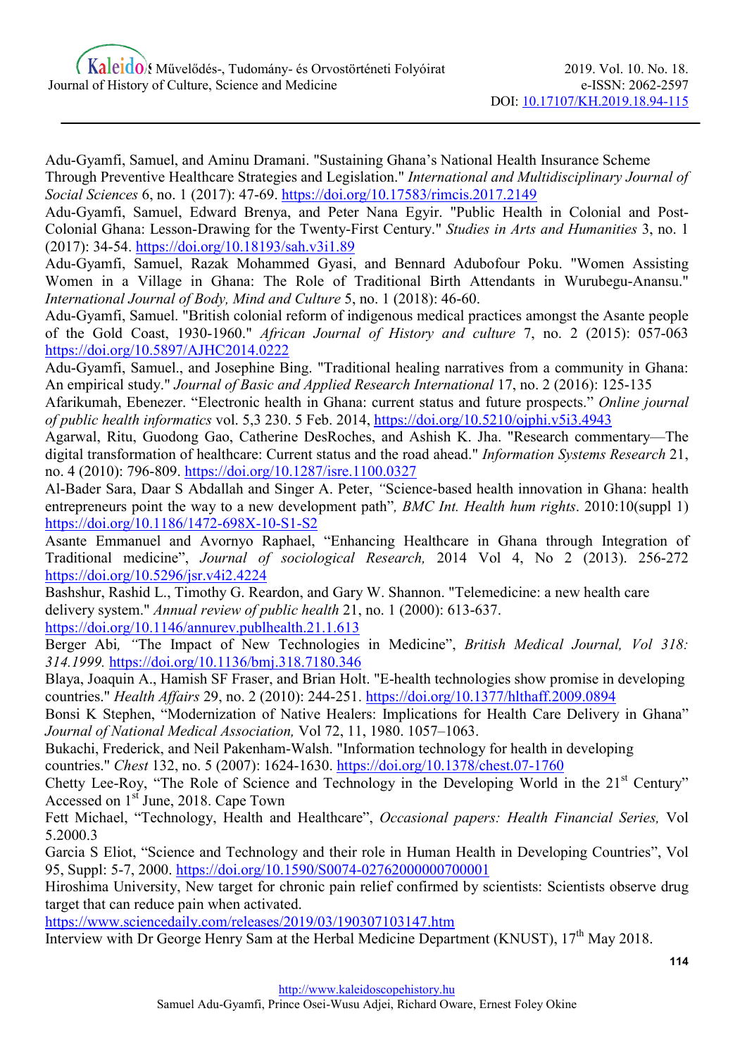Adu-Gyamfi, Samuel, and Aminu Dramani. "Sustaining Ghana's National Health Insurance Scheme Through Preventive Healthcare Strategies and Legislation." *International and Multidisciplinary Journal of Social Sciences* 6, no. 1 (2017): 47-69. https://doi.org/10.17583/rimcis.2017.2149

Adu-Gyamfi, Samuel, Edward Brenya, and Peter Nana Egyir. "Public Health in Colonial and Post-Colonial Ghana: Lesson-Drawing for the Twenty-First Century." *Studies in Arts and Humanities* 3, no. 1 (2017): 34-54. https://doi.org/10.18193/sah.v3i1.89

Adu-Gyamfi, Samuel, Razak Mohammed Gyasi, and Bennard Adubofour Poku. "Women Assisting Women in a Village in Ghana: The Role of Traditional Birth Attendants in Wurubegu-Anansu." *International Journal of Body, Mind and Culture* 5, no. 1 (2018): 46-60.

Adu-Gyamfi, Samuel. "British colonial reform of indigenous medical practices amongst the Asante people of the Gold Coast, 1930-1960." *African Journal of History and culture* 7, no. 2 (2015): 057-063 https://doi.org/10.5897/AJHC2014.0222

Adu-Gyamfi, Samuel., and Josephine Bing. "Traditional healing narratives from a community in Ghana: An empirical study." *Journal of Basic and Applied Research International* 17, no. 2 (2016): 125-135

Afarikumah, Ebenezer. "Electronic health in Ghana: current status and future prospects." *Online journal of public health informatics* vol. 5,3 230. 5 Feb. 2014, https://doi.org/10.5210/ojphi.v5i3.4943

Agarwal, Ritu, Guodong Gao, Catherine DesRoches, and Ashish K. Jha. "Research commentary—The digital transformation of healthcare: Current status and the road ahead." *Information Systems Research* 21, no. 4 (2010): 796-809. https://doi.org/10.1287/isre.1100.0327

Al-Bader Sara, Daar S Abdallah and Singer A. Peter, "Science-based health innovation in Ghana: health entrepreneurs point the way to a new development path", *BMC Int. Health hum rights*. 2010:10(suppl 1) https://doi.org/10.1186/1472-698X-10-S1-S2

Asante Emmanuel and Avornyo Raphael, "Enhancing Healthcare in Ghana through Integration of Traditional medicine", *Journal of sociological Research,* 2014 Vol 4, No 2 (2013). 256-272 https://doi.org/10.5296/jsr.v4i2.4224

Bashshur, Rashid L., Timothy G. Reardon, and Gary W. Shannon. "Telemedicine: a new health care delivery system." *Annual review of public health* 21, no. 1 (2000): 613-637. https://doi.org/10.1146/annurev.publhealth.21.1.613

Berger Abi, "The Impact of New Technologies in Medicine", *British Medical Journal, Vol 318: 314.1999.* https://doi.org/10.1136/bmj.318.7180.346

Blaya, Joaquin A., Hamish SF Fraser, and Brian Holt. "E-health technologies show promise in developing countries." *Health Affairs* 29, no. 2 (2010): 244-251. https://doi.org/10.1377/hlthaff.2009.0894

Bonsi K Stephen, "Modernization of Native Healers: Implications for Health Care Delivery in Ghana" *Journal of National Medical Association,* Vol 72, 11, 1980. 1057–1063.

Bukachi, Frederick, and Neil Pakenham-Walsh. "Information technology for health in developing countries." *Chest* 132, no. 5 (2007): 1624-1630. https://doi.org/10.1378/chest.07-1760

Chetty Lee-Roy, "The Role of Science and Technology in the Developing World in the 21st Century" Accessed on 1st June, 2018. Cape Town

Fett Michael, "Technology, Health and Healthcare", *Occasional papers: Health Financial Series,* Vol 5.2000.3

Garcia S Eliot, "Science and Technology and their role in Human Health in Developing Countries", Vol 95, Suppl: 5-7, 2000. https://doi.org/10.1590/S0074-02762000000700001

Hiroshima University, New target for chronic pain relief confirmed by scientists: Scientists observe drug target that can reduce pain when activated. https://www.sciencedaily.com/releases/2019/03/190307103147.htm

Interview with Dr George Henry Sam at the Herbal Medicine Department (KNUST), 17th May 2018.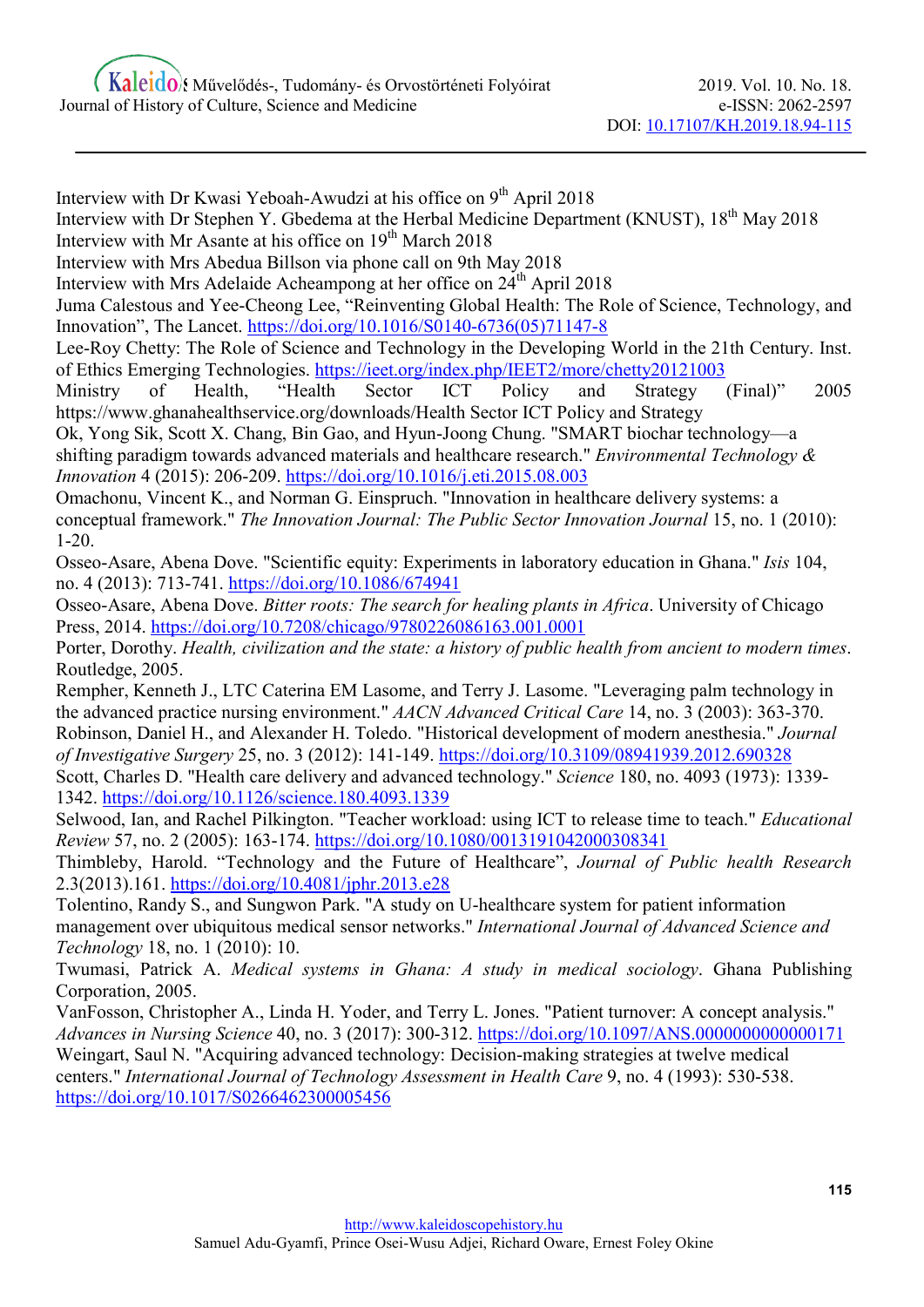Interview with Dr Kwasi Yeboah-Awudzi at his office on 9th April 2018

Interview with Dr Stephen Y. Gbedema at the Herbal Medicine Department (KNUST), 18th May 2018

Interview with Mr Asante at his office on 19th March 2018

Interview with Mrs Abedua Billson via phone call on 9th May 2018

Interview with Mrs Adelaide Acheampong at her office on 24th April 2018

Juma Calestous and Yee-Cheong Lee, "Reinventing Global Health: The Role of Science, Technology, and Innovation", The Lancet. https://doi.org/10.1016/S0140-6736(05)71147-8

Lee-Roy Chetty: The Role of Science and Technology in the Developing World in the 21th Century. Inst. of Ethics Emerging Technologies. https://ieet.org/index.php/IEET2/more/chetty20121003

Ministry of Health, "Health Sector ICT Policy and Strategy (Final)" 2005 https://www.ghanahealthservice.org/downloads/Health Sector ICT Policy and Strategy

Ok, Yong Sik, Scott X. Chang, Bin Gao, and Hyun-Joong Chung. "SMART biochar technology—a shifting paradigm towards advanced materials and healthcare research." *Environmental Technology & Innovation* 4 (2015): 206-209. https://doi.org/10.1016/j.eti.2015.08.003

Omachonu, Vincent K., and Norman G. Einspruch. "Innovation in healthcare delivery systems: a conceptual framework." *The Innovation Journal: The Public Sector Innovation Journal* 15, no. 1 (2010): 1-20.

Osseo-Asare, Abena Dove. "Scientific equity: Experiments in laboratory education in Ghana." *Isis* 104, no. 4 (2013): 713-741. https://doi.org/10.1086/674941

Osseo-Asare, Abena Dove. *Bitter roots: The search for healing plants in Africa*. University of Chicago Press, 2014. https://doi.org/10.7208/chicago/9780226086163.001.0001

Porter, Dorothy. *Health, civilization and the state: a history of public health from ancient to modern times*. Routledge, 2005.

Rempher, Kenneth J., LTC Caterina EM Lasome, and Terry J. Lasome. "Leveraging palm technology in the advanced practice nursing environment." *AACN Advanced Critical Care* 14, no. 3 (2003): 363-370.

Robinson, Daniel H., and Alexander H. Toledo. "Historical development of modern anesthesia." *Journal of Investigative Surgery* 25, no. 3 (2012): 141-149. https://doi.org/10.3109/08941939.2012.690328

Scott, Charles D. "Health care delivery and advanced technology." *Science* 180, no. 4093 (1973): 1339-1342. https://doi.org/10.1126/science.180.4093.1339

Selwood, Ian, and Rachel Pilkington. "Teacher workload: using ICT to release time to teach." *Educational Review* 57, no. 2 (2005): 163-174. https://doi.org/10.1080/0013191042000308341

Thimbleby, Harold. "Technology and the Future of Healthcare", *Journal of Public health Research* 2.3(2013).161. https://doi.org/10.4081/jphr.2013.e28

Tolentino, Randy S., and Sungwon Park. "A study on U-healthcare system for patient information management over ubiquitous medical sensor networks." *International Journal of Advanced Science and Technology* 18, no. 1 (2010): 10.

Twumasi, Patrick A. *Medical systems in Ghana: A study in medical sociology*. Ghana Publishing Corporation, 2005.

VanFosson, Christopher A., Linda H. Yoder, and Terry L. Jones. "Patient turnover: A concept analysis." *Advances in Nursing Science* 40, no. 3 (2017): 300-312. https://doi.org/10.1097/ANS.0000000000000171

Weingart, Saul N. "Acquiring advanced technology: Decision-making strategies at twelve medical centers." *International Journal of Technology Assessment in Health Care* 9, no. 4 (1993): 530-538. https://doi.org/10.1017/S0266462300005456